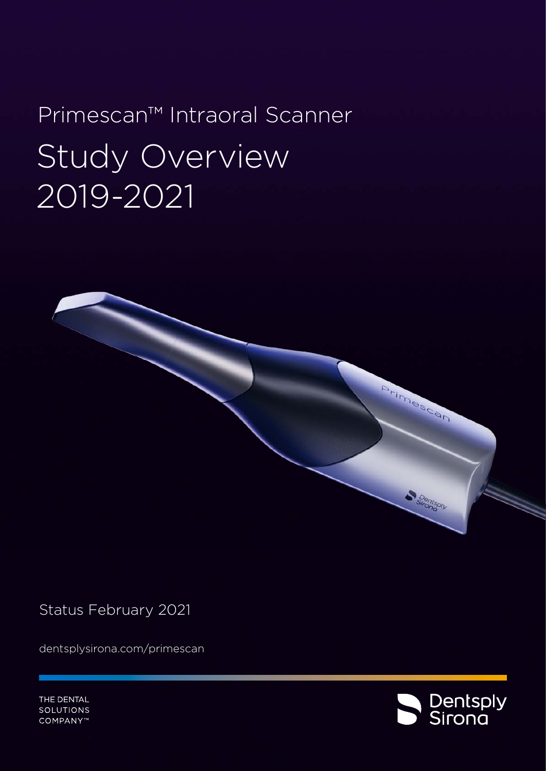# Primescan™ Intraoral Scanner

# Study Overview 2019-2021

Status February 2021

dentsplysirona.com/primescan

THE DENTAL SOLUTIONS COMPANY™

Dentsply Sirona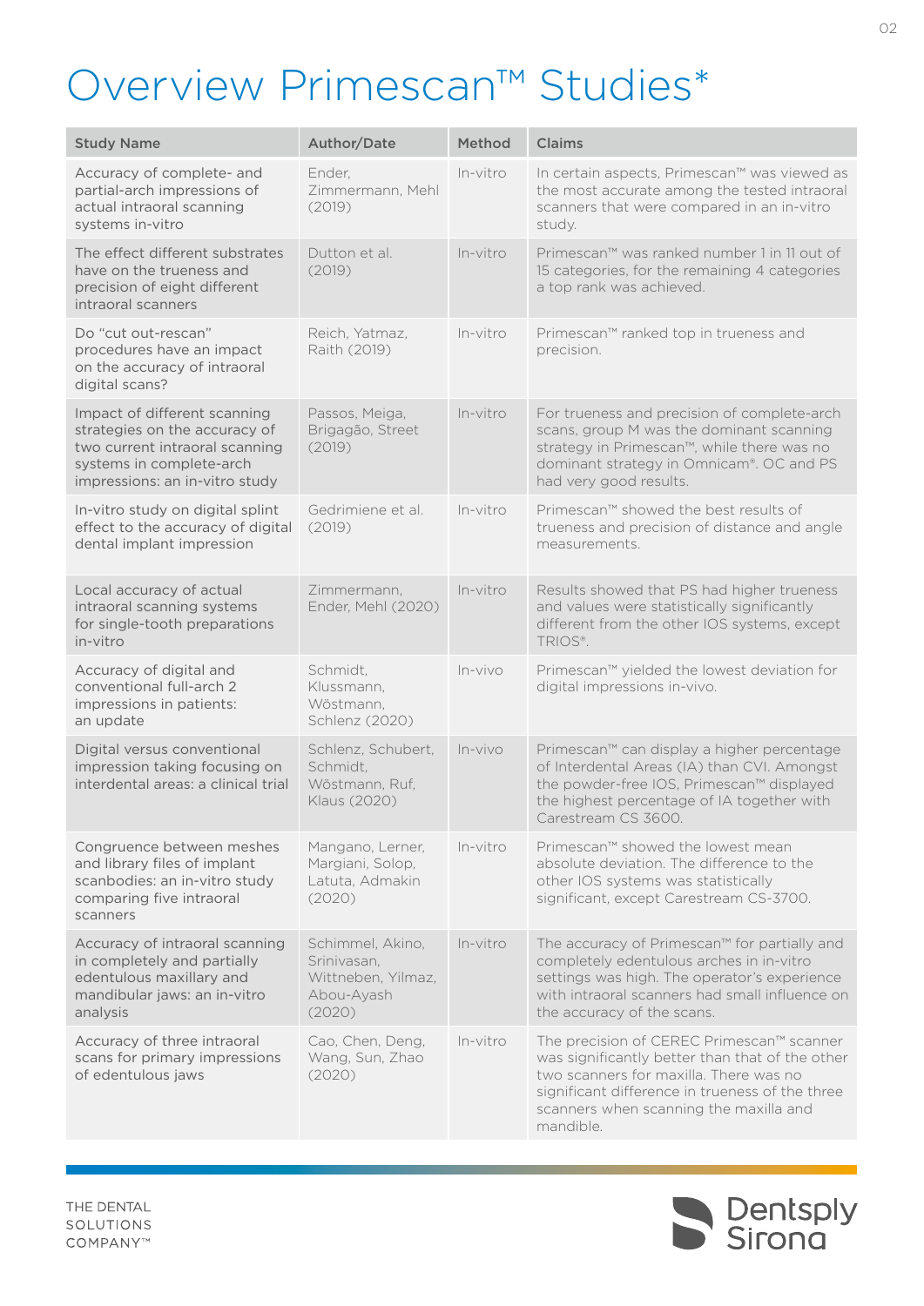# Overview Primescan™ Studies*

| Study Name | Author/Date | Method | Claims |
|---|---|---|---|
| Accuracy of complete- and partial-arch impressions of actual intraoral scanning systems in-vitro | Ender, Zimmermann, Mehl (2019) | In-vitro | In certain aspects, Primescan™ was viewed as the most accurate among the tested intraoral scanners that were compared in an in-vitro study. |
| The effect different substrates have on the trueness and precision of eight different intraoral scanners | Dutton et al. (2019) | In-vitro | Primescan™ was ranked number 1 in 11 out of 15 categories, for the remaining 4 categories a top rank was achieved. |
| Do "cut out-rescan" procedures have an impact on the accuracy of intraoral digital scans? | Reich, Yatmaz, Raith (2019) | In-vitro | Primescan™ ranked top in trueness and precision. |
| Impact of different scanning strategies on the accuracy of two current intraoral scanning systems in complete-arch impressions: an in-vitro study | Passos, Meiga, Brigagão, Street (2019) | In-vitro | For trueness and precision of complete-arch scans, group M was the dominant scanning strategy in Primescan™, while there was no dominant strategy in Omnicam®. OC and PS had very good results. |
| In-vitro study on digital splint effect to the accuracy of digital dental implant impression | Gedrimiene et al. (2019) | In-vitro | Primescan™ showed the best results of trueness and precision of distance and angle measurements. |
| Local accuracy of actual intraoral scanning systems for single-tooth preparations in-vitro | Zimmermann, Ender, Mehl (2020) | In-vitro | Results showed that PS had higher trueness and values were statistically significantly different from the other IOS systems, except TRIOS®. |
| Accuracy of digital and conventional full-arch 2 impressions in patients: an update | Schmidt, Klussmann, Wöstmann, Schlenz (2020) | In-vivo | Primescan™ yielded the lowest deviation for digital impressions in-vivo. |
| Digital versus conventional impression taking focusing on interdental areas: a clinical trial | Schlenz, Schubert, Schmidt, Wöstmann, Ruf, Klaus (2020) | In-vivo | Primescan™ can display a higher percentage of Interdental Areas (IA) than CVI. Amongst the powder-free IOS, Primescan™ displayed the highest percentage of IA together with Carestream CS 3600. |
| Congruence between meshes and library files of implant scanbodies: an in-vitro study comparing five intraoral scanners | Mangano, Lerner, Margiani, Solop, Latuta, Admakin (2020) | In-vitro | Primescan™ showed the lowest mean absolute deviation. The difference to the other IOS systems was statistically significant, except Carestream CS-3700. |
| Accuracy of intraoral scanning in completely and partially edentulous maxillary and mandibular jaws: an in-vitro analysis | Schimmel, Akino, Srinivasan, Wittneben, Yilmaz, Abou-Ayash (2020) | In-vitro | The accuracy of Primescan™ for partially and completely edentulous arches in in-vitro settings was high. The operator's experience with intraoral scanners had small influence on the accuracy of the scans. |
| Accuracy of three intraoral scans for primary impressions of edentulous jaws | Cao, Chen, Deng, Wang, Sun, Zhao (2020) | In-vitro | The precision of CEREC Primescan™ scanner was significantly better than that of the other two scanners for maxilla. There was no significant difference in trueness of the three scanners when scanning the maxilla and mandible. |

THE DENTAL SOLUTIONS COMPANY™

Dentsply Sirona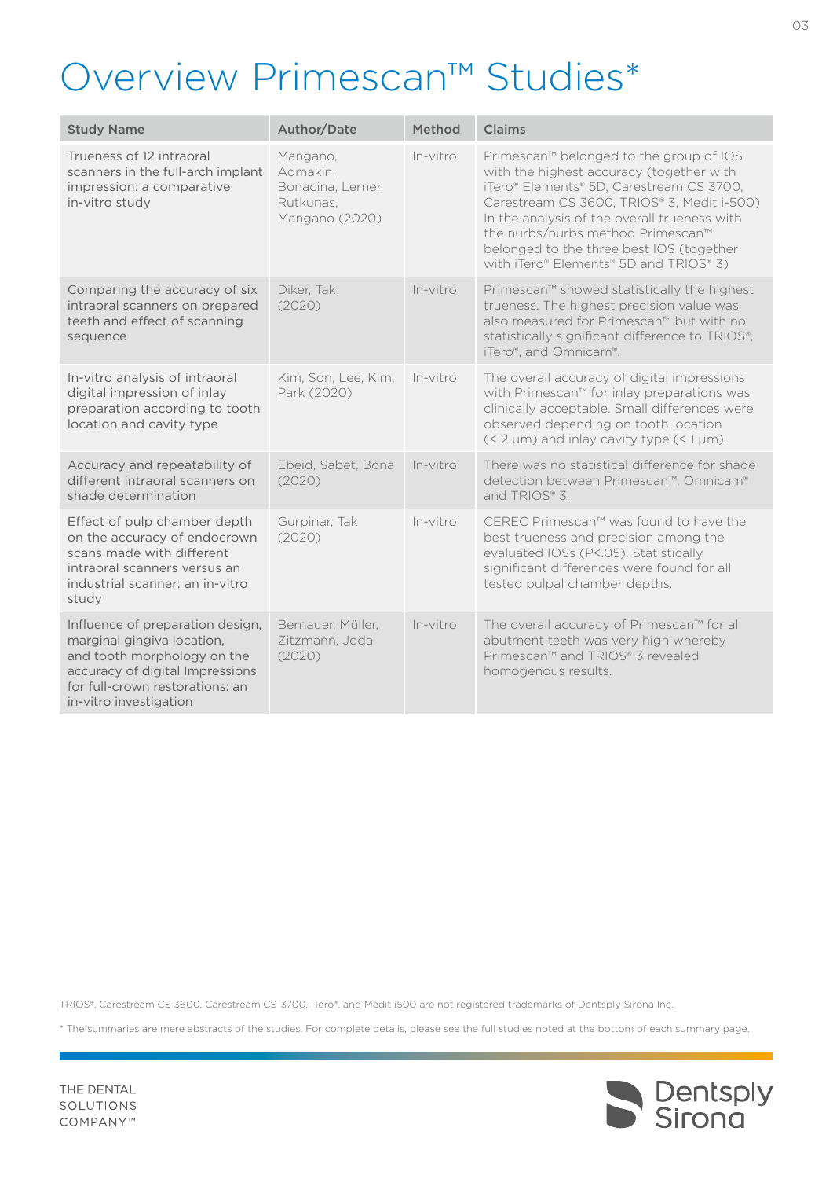# Overview Primescan™ Studies*

| Study Name | Author/Date | Method | Claims |
|---|---|---|---|
| Trueness of 12 intraoral scanners in the full-arch implant impression: a comparative in-vitro study | Mangano, Admakin, Bonacina, Lerner, Rutkunas, Mangano (2020) | In-vitro | Primescan™ belonged to the group of IOS with the highest accuracy (together with iTero® Elements® 5D, Carestream CS 3700, Carestream CS 3600, TRIOS® 3, Medit i-500) In the analysis of the overall trueness with the nurbs/nurbs method Primescan™ belonged to the three best IOS (together with iTero® Elements® 5D and TRIOS® 3) |
| Comparing the accuracy of six intraoral scanners on prepared teeth and effect of scanning sequence | Diker, Tak (2020) | In-vitro | Primescan™ showed statistically the highest trueness. The highest precision value was also measured for Primescan™ but with no statistically significant difference to TRIOS®, iTero®, and Omnicam®. |
| In-vitro analysis of intraoral digital impression of inlay preparation according to tooth location and cavity type | Kim, Son, Lee, Kim, Park (2020) | In-vitro | The overall accuracy of digital impressions with Primescan™ for inlay preparations was clinically acceptable. Small differences were observed depending on tooth location (< 2 µm) and inlay cavity type (< 1 µm). |
| Accuracy and repeatability of different intraoral scanners on shade determination | Ebeid, Sabet, Bona (2020) | In-vitro | There was no statistical difference for shade detection between Primescan™, Omnicam® and TRIOS® 3. |
| Effect of pulp chamber depth on the accuracy of endocrown scans made with different intraoral scanners versus an industrial scanner: an in-vitro study | Gurpinar, Tak (2020) | In-vitro | CEREC Primescan™ was found to have the best trueness and precision among the evaluated IOSs (P<.05). Statistically significant differences were found for all tested pulpal chamber depths. |
| Influence of preparation design, marginal gingiva location, and tooth morphology on the accuracy of digital Impressions for full-crown restorations: an in-vitro investigation | Bernauer, Müller, Zitzmann, Joda (2020) | In-vitro | The overall accuracy of Primescan™ for all abutment teeth was very high whereby Primescan™ and TRIOS® 3 revealed homogenous results. |

TRIOS®, Carestream CS 3600, Carestream CS-3700, iTero®, and Medit i500 are not registered trademarks of Dentsply Sirona Inc.

\* The summaries are mere abstracts of the studies. For complete details, please see the full studies noted at the bottom of each summary page.

THE DENTAL SOLUTIONS COMPANY™

Dentsply Sirona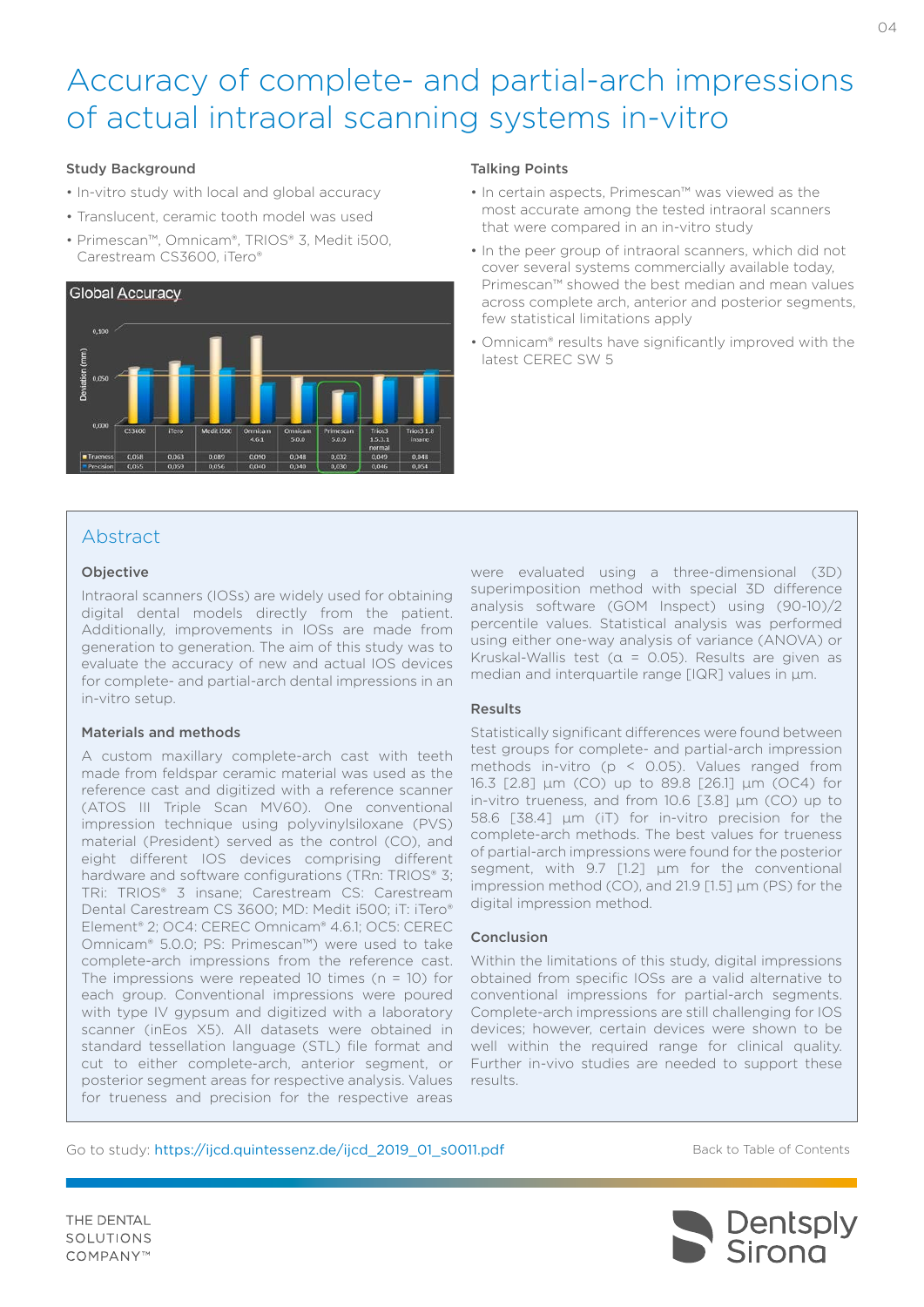# Accuracy of complete- and partial-arch impressions of actual intraoral scanning systems in-vitro

### Study Background

- In-vitro study with local and global accuracy
- Translucent, ceramic tooth model was used
- Primescan™, Omnicam®, TRIOS® 3, Medit i500, Carestream CS3600, iTero®

**Global Accuracy**

| | CS3600 | iTero | Medit i500 | Omnicam 4.6.1 | Omnicam 5.0.0 | Primescan 5.0.0 | Trios3 1.5.3.1 normal | Trios3 1.8 insane |
|---|---|---|---|---|---|---|---|---|
| Trueness | 0,058 | 0,063 | 0,089 | 0,090 | 0,048 | 0,032 | 0,049 | 0,048 |
| Precision | 0,055 | 0,059 | 0,056 | 0,040 | 0,040 | 0,030 | 0,046 | 0,054 |

### Talking Points

- In certain aspects, Primescan™ was viewed as the most accurate among the tested intraoral scanners that were compared in an in-vitro study
- In the peer group of intraoral scanners, which did not cover several systems commercially available today, Primescan™ showed the best median and mean values across complete arch, anterior and posterior segments, few statistical limitations apply
- Omnicam® results have significantly improved with the latest CEREC SW 5

## Abstract

### Objective

Intraoral scanners (IOSs) are widely used for obtaining digital dental models directly from the patient. Additionally, improvements in IOSs are made from generation to generation. The aim of this study was to evaluate the accuracy of new and actual IOS devices for complete- and partial-arch dental impressions in an in-vitro setup.

### Materials and methods

A custom maxillary complete-arch cast with teeth made from feldspar ceramic material was used as the reference cast and digitized with a reference scanner (ATOS III Triple Scan MV60). One conventional impression technique using polyvinylsiloxane (PVS) material (President) served as the control (CO), and eight different IOS devices comprising different hardware and software configurations (TRn: TRIOS® 3; TRi: TRIOS® 3 insane; Carestream CS: Carestream Dental Carestream CS 3600; MD: Medit i500; iT: iTero® Element® 2; OC4: CEREC Omnicam® 4.6.1; OC5: CEREC Omnicam® 5.0.0; PS: Primescan™) were used to take complete-arch impressions from the reference cast. The impressions were repeated 10 times (n = 10) for each group. Conventional impressions were poured with type IV gypsum and digitized with a laboratory scanner (inEos X5). All datasets were obtained in standard tessellation language (STL) file format and cut to either complete-arch, anterior segment, or posterior segment areas for respective analysis. Values for trueness and precision for the respective areas were evaluated using a three-dimensional (3D) superimposition method with special 3D difference analysis software (GOM Inspect) using (90-10)/2 percentile values. Statistical analysis was performed using either one-way analysis of variance (ANOVA) or Kruskal-Wallis test ($\alpha = 0.05$). Results are given as median and interquartile range [IQR] values in µm.

### Results

Statistically significant differences were found between test groups for complete- and partial-arch impression methods in-vitro ($p < 0.05$). Values ranged from 16.3 [2.8] µm (CO) up to 89.8 [26.1] µm (OC4) for in-vitro trueness, and from 10.6 [3.8] µm (CO) up to 58.6 [38.4] µm (iT) for in-vitro precision for the complete-arch methods. The best values for trueness of partial-arch impressions were found for the posterior segment, with 9.7 [1.2] µm for the conventional impression method (CO), and 21.9 [1.5] µm (PS) for the digital impression method.

### Conclusion

Within the limitations of this study, digital impressions obtained from specific IOSs are a valid alternative to conventional impressions for partial-arch segments. Complete-arch impressions are still challenging for IOS devices; however, certain devices were shown to be well within the required range for clinical quality. Further in-vivo studies are needed to support these results.

Go to study: https://ijcd.quintessenz.de/ijcd_2019_01_s0011.pdf

Back to Table of Contents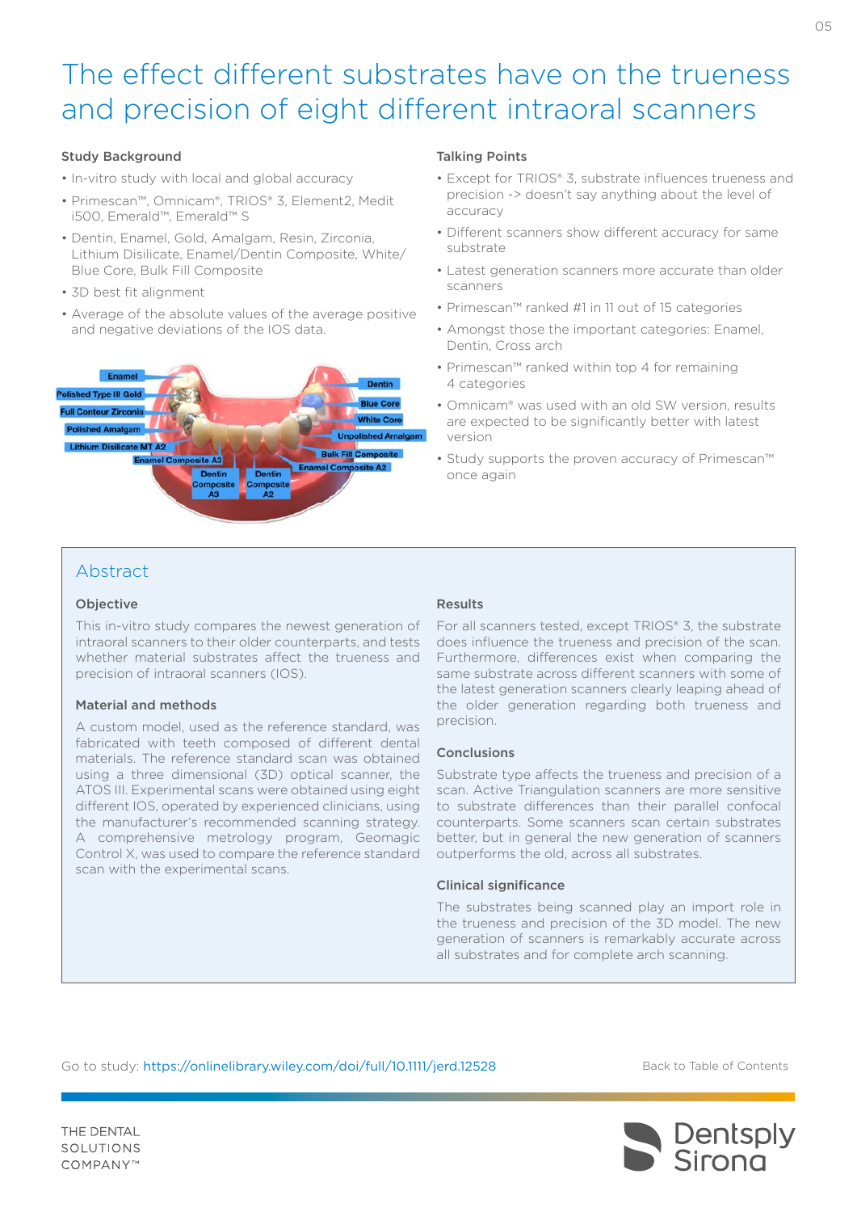# The effect different substrates have on the trueness and precision of eight different intraoral scanners

### Study Background

- In-vitro study with local and global accuracy
- Primescan™, Omnicam®, TRIOS® 3, Element2, Medit i500, Emerald™, Emerald™ S
- Dentin, Enamel, Gold, Amalgam, Resin, Zirconia, Lithium Disilicate, Enamel/Dentin Composite, White/Blue Core, Bulk Fill Composite
- 3D best fit alignment
- Average of the absolute values of the average positive and negative deviations of the IOS data.

### Talking Points

- Except for TRIOS® 3, substrate influences trueness and precision -> doesn't say anything about the level of accuracy
- Different scanners show different accuracy for same substrate
- Latest generation scanners more accurate than older scanners
- Primescan™ ranked #1 in 11 out of 15 categories
- Amongst those the important categories: Enamel, Dentin, Cross arch
- Primescan™ ranked within top 4 for remaining 4 categories
- Omnicam® was used with an old SW version, results are expected to be significantly better with latest version
- Study supports the proven accuracy of Primescan™ once again

## Abstract

### Objective

This in-vitro study compares the newest generation of intraoral scanners to their older counterparts, and tests whether material substrates affect the trueness and precision of intraoral scanners (IOS).

### Material and methods

A custom model, used as the reference standard, was fabricated with teeth composed of different dental materials. The reference standard scan was obtained using a three dimensional (3D) optical scanner, the ATOS III. Experimental scans were obtained using eight different IOS, operated by experienced clinicians, using the manufacturer's recommended scanning strategy. A comprehensive metrology program, Geomagic Control X, was used to compare the reference standard scan with the experimental scans.

### Results

For all scanners tested, except TRIOS® 3, the substrate does influence the trueness and precision of the scan. Furthermore, differences exist when comparing the same substrate across different scanners with some of the latest generation scanners clearly leaping ahead of the older generation regarding both trueness and precision.

### Conclusions

Substrate type affects the trueness and precision of a scan. Active Triangulation scanners are more sensitive to substrate differences than their parallel confocal counterparts. Some scanners scan certain substrates better, but in general the new generation of scanners outperforms the old, across all substrates.

### Clinical significance

The substrates being scanned play an import role in the trueness and precision of the 3D model. The new generation of scanners is remarkably accurate across all substrates and for complete arch scanning.

Go to study: https://onlinelibrary.wiley.com/doi/full/10.1111/jerd.12528

Back to Table of Contents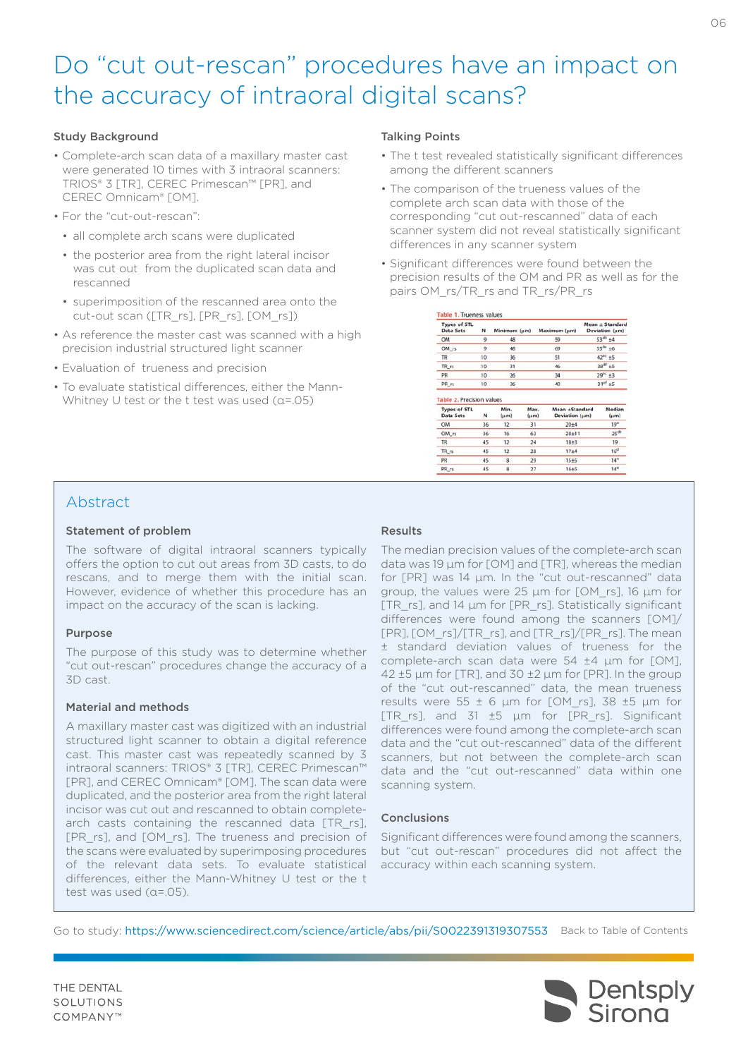# Do "cut out-rescan" procedures have an impact on the accuracy of intraoral digital scans?

### Study Background

- Complete-arch scan data of a maxillary master cast were generated 10 times with 3 intraoral scanners: TRIOS® 3 [TR], CEREC Primescan™ [PR], and CEREC Omnicam® [OM].
- For the "cut-out-rescan":
  - all complete arch scans were duplicated
  - the posterior area from the right lateral incisor was cut out from the duplicated scan data and rescanned
  - superimposition of the rescanned area onto the cut-out scan ([TR_rs], [PR_rs], [OM_rs])
- As reference the master cast was scanned with a high precision industrial structured light scanner
- Evaluation of trueness and precision
- To evaluate statistical differences, either the Mann-Whitney U test or the t test was used (α=.05)

### Talking Points

- The t test revealed statistically significant differences among the different scanners
- The comparison of the trueness values of the complete arch scan data with those of the corresponding "cut out-rescanned" data of each scanner system did not reveal statistically significant differences in any scanner system
- Significant differences were found between the precision results of the OM and PR as well as for the pairs OM_rs/TR_rs and TR_rs/PR_rs

Table 1. Trueness values

| Types of STL Data Sets | N | Minimum (µm) | Maximum (µm) | Mean ± Standard Deviation (µm) |
|---|---|---|---|---|
| OM | 9 | 48 | 59 | 53[ab] ±4 |
| OM_rs | 9 | 48 | 69 | 55[bc] ±6 |
| TR | 10 | 36 | 51 | 42[ac] ±5 |
| TR_rs | 10 | 31 | 46 | 38[df] ±5 |
| PR | 10 | 26 | 34 | 29[be] ±3 |
| PR_rs | 10 | 26 | 40 | 31[ef] ±5 |

Table 2. Precision values

| Types of STL Data Sets | N | Min. (µm) | Max. (µm) | Mean ±Standard Deviation (µm) | Median (µm) |
|---|---|---|---|---|---|
| OM | 36 | 12 | 31 | 20±4 | 19[a] |
| OM_rs | 36 | 16 | 63 | 28±11 | 25[de] |
| TR | 45 | 12 | 24 | 18±3 | 19 |
| TR_rs | 45 | 12 | 28 | 17±4 | 16[d] |
| PR | 45 | 8 | 29 | 15±5 | 14[a] |
| PR_rs | 45 | 8 | 27 | 16±5 | 14[e] |

## Abstract

### Statement of problem

The software of digital intraoral scanners typically offers the option to cut out areas from 3D casts, to do rescans, and to merge them with the initial scan. However, evidence of whether this procedure has an impact on the accuracy of the scan is lacking.

### Purpose

The purpose of this study was to determine whether "cut out-rescan" procedures change the accuracy of a 3D cast.

### Material and methods

A maxillary master cast was digitized with an industrial structured light scanner to obtain a digital reference cast. This master cast was repeatedly scanned by 3 intraoral scanners: TRIOS® 3 [TR], CEREC Primescan™ [PR], and CEREC Omnicam® [OM]. The scan data were duplicated, and the posterior area from the right lateral incisor was cut out and rescanned to obtain complete-arch casts containing the rescanned data [TR_rs], [PR_rs], and [OM_rs]. The trueness and precision of the scans were evaluated by superimposing procedures of the relevant data sets. To evaluate statistical differences, either the Mann-Whitney U test or the t test was used (α=.05).

### Results

The median precision values of the complete-arch scan data was 19 µm for [OM] and [TR], whereas the median for [PR] was 14 µm. In the "cut out-rescanned" data group, the values were 25 µm for [OM_rs], 16 µm for [TR_rs], and 14 µm for [PR_rs]. Statistically significant differences were found among the scanners [OM]/[PR], [OM_rs]/[TR_rs], and [TR_rs]/[PR_rs]. The mean ± standard deviation values of trueness for the complete-arch scan data were 54 ±4 µm for [OM], 42 ±5 µm for [TR], and 30 ±2 µm for [PR]. In the group of the "cut out-rescanned" data, the mean trueness results were 55 ± 6 µm for [OM_rs], 38 ±5 µm for [TR_rs], and 31 ±5 µm for [PR_rs]. Significant differences were found among the complete-arch scan data and the "cut out-rescanned" data of the different scanners, but not between the complete-arch scan data and the "cut out-rescanned" data within one scanning system.

### Conclusions

Significant differences were found among the scanners, but "cut out-rescan" procedures did not affect the accuracy within each scanning system.

Go to study: https://www.sciencedirect.com/science/article/abs/pii/S0022391319307553 Back to Table of Contents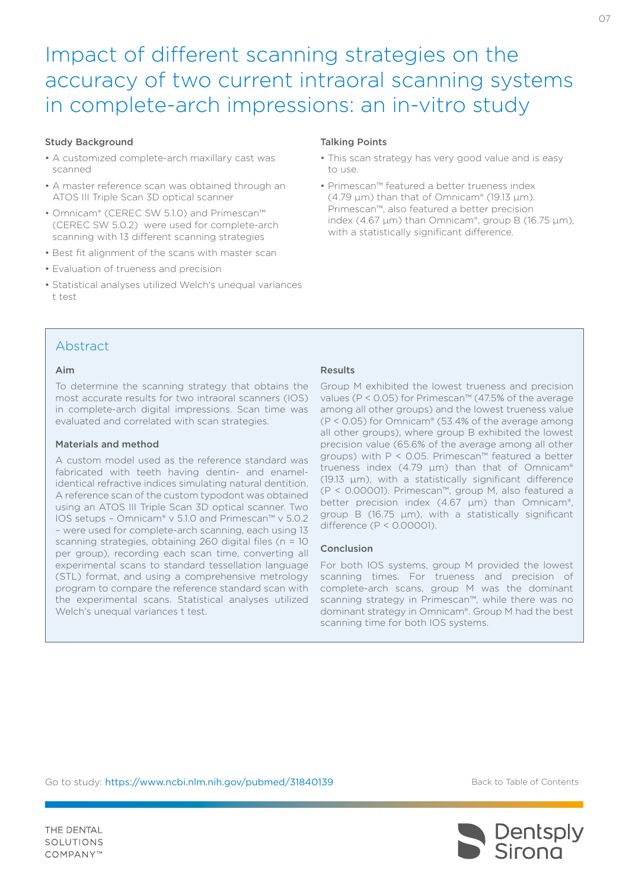# Impact of different scanning strategies on the accuracy of two current intraoral scanning systems in complete-arch impressions: an in-vitro study

### Study Background

- A customized complete-arch maxillary cast was scanned
- A master reference scan was obtained through an ATOS III Triple Scan 3D optical scanner
- Omnicam® (CEREC SW 5.1.0) and Primescan™ (CEREC SW 5.0.2) were used for complete-arch scanning with 13 different scanning strategies
- Best fit alignment of the scans with master scan
- Evaluation of trueness and precision
- Statistical analyses utilized Welch's unequal variances t test

### Talking Points

- This scan strategy has very good value and is easy to use.
- Primescan™ featured a better trueness index (4.79 µm) than that of Omnicam® (19.13 µm). Primescan™, also featured a better precision index (4.67 µm) than Omnicam®, group B (16.75 µm), with a statistically significant difference.

## Abstract

### Aim

To determine the scanning strategy that obtains the most accurate results for two intraoral scanners (IOS) in complete-arch digital impressions. Scan time was evaluated and correlated with scan strategies.

### Materials and method

A custom model used as the reference standard was fabricated with teeth having dentin- and enamel-identical refractive indices simulating natural dentition. A reference scan of the custom typodont was obtained using an ATOS III Triple Scan 3D optical scanner. Two IOS setups – Omnicam® v 5.1.0 and Primescan™ v 5.0.2 – were used for complete-arch scanning, each using 13 scanning strategies, obtaining 260 digital files ($n = 10$ per group), recording each scan time, converting all experimental scans to standard tessellation language (STL) format, and using a comprehensive metrology program to compare the reference standard scan with the experimental scans. Statistical analyses utilized Welch's unequal variances t test.

### Results

Group M exhibited the lowest trueness and precision values ($P < 0.05$) for Primescan™ (47.5% of the average among all other groups) and the lowest trueness value ($P < 0.05$) for Omnicam® (53.4% of the average among all other groups), where group B exhibited the lowest precision value (65.6% of the average among all other groups) with $P < 0.05$. Primescan™ featured a better trueness index (4.79 µm) than that of Omnicam® (19.13 µm), with a statistically significant difference ($P < 0.00001$). Primescan™, group M, also featured a better precision index (4.67 µm) than Omnicam®, group B (16.75 µm), with a statistically significant difference ($P < 0.00001$).

### Conclusion

For both IOS systems, group M provided the lowest scanning times. For trueness and precision of complete-arch scans, group M was the dominant scanning strategy in Primescan™, while there was no dominant strategy in Omnicam®. Group M had the best scanning time for both IOS systems.

Go to study: https://www.ncbi.nlm.nih.gov/pubmed/31840139

Back to Table of Contents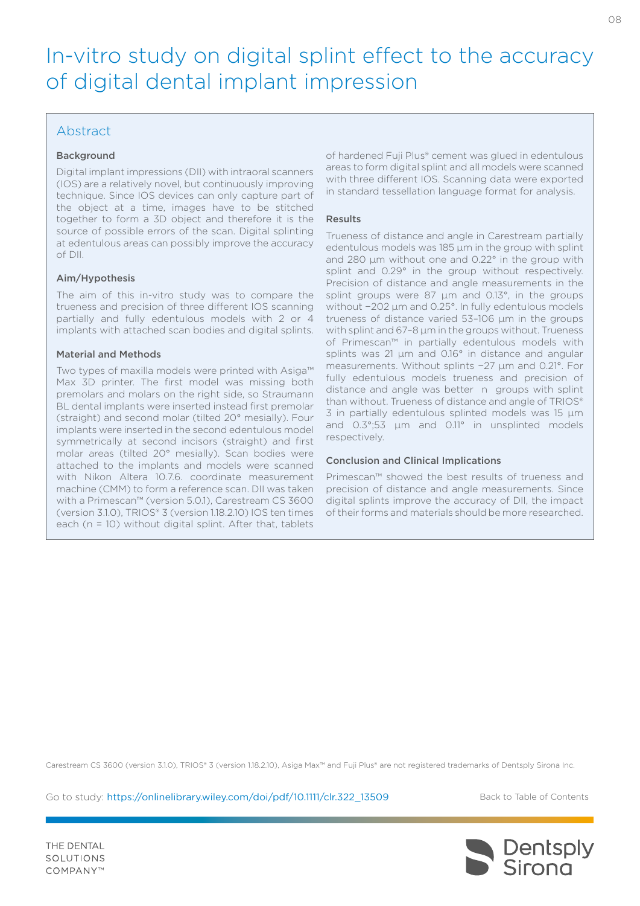# In-vitro study on digital splint effect to the accuracy of digital dental implant impression

## Abstract

### Background

Digital implant impressions (DII) with intraoral scanners (IOS) are a relatively novel, but continuously improving technique. Since IOS devices can only capture part of the object at a time, images have to be stitched together to form a 3D object and therefore it is the source of possible errors of the scan. Digital splinting at edentulous areas can possibly improve the accuracy of DII.

### Aim/Hypothesis

The aim of this in-vitro study was to compare the trueness and precision of three different IOS scanning partially and fully edentulous models with 2 or 4 implants with attached scan bodies and digital splints.

### Material and Methods

Two types of maxilla models were printed with Asiga™ Max 3D printer. The first model was missing both premolars and molars on the right side, so Straumann BL dental implants were inserted instead first premolar (straight) and second molar (tilted 20° mesially). Four implants were inserted in the second edentulous model symmetrically at second incisors (straight) and first molar areas (tilted 20° mesially). Scan bodies were attached to the implants and models were scanned with Nikon Altera 10.7.6. coordinate measurement machine (CMM) to form a reference scan. DII was taken with a Primescan™ (version 5.0.1), Carestream CS 3600 (version 3.1.0), TRIOS® 3 (version 1.18.2.10) IOS ten times each (n = 10) without digital splint. After that, tablets of hardened Fuji Plus® cement was glued in edentulous areas to form digital splint and all models were scanned with three different IOS. Scanning data were exported in standard tessellation language format for analysis.

### Results

Trueness of distance and angle in Carestream partially edentulous models was 185 µm in the group with splint and 280 µm without one and 0.22° in the group with splint and 0.29° in the group without respectively. Precision of distance and angle measurements in the splint groups were 87 µm and 0.13°, in the groups without −202 µm and 0.25°. In fully edentulous models trueness of distance varied 53–106 µm in the groups with splint and 67–8 µm in the groups without. Trueness of Primescan™ in partially edentulous models with splints was 21 µm and 0.16° in distance and angular measurements. Without splints −27 µm and 0.21°. For fully edentulous models trueness and precision of distance and angle was better n groups with splint than without. Trueness of distance and angle of TRIOS® 3 in partially edentulous splinted models was 15 µm and 0.3°;53 µm and 0.11° in unsplinted models respectively.

### Conclusion and Clinical Implications

Primescan™ showed the best results of trueness and precision of distance and angle measurements. Since digital splints improve the accuracy of DII, the impact of their forms and materials should be more researched.

Carestream CS 3600 (version 3.1.0), TRIOS® 3 (version 1.18.2.10), Asiga Max™ and Fuji Plus® are not registered trademarks of Dentsply Sirona Inc.

Go to study: https://onlinelibrary.wiley.com/doi/pdf/10.1111/clr.322_13509

Back to Table of Contents

THE DENTAL SOLUTIONS COMPANY™

Dentsply Sirona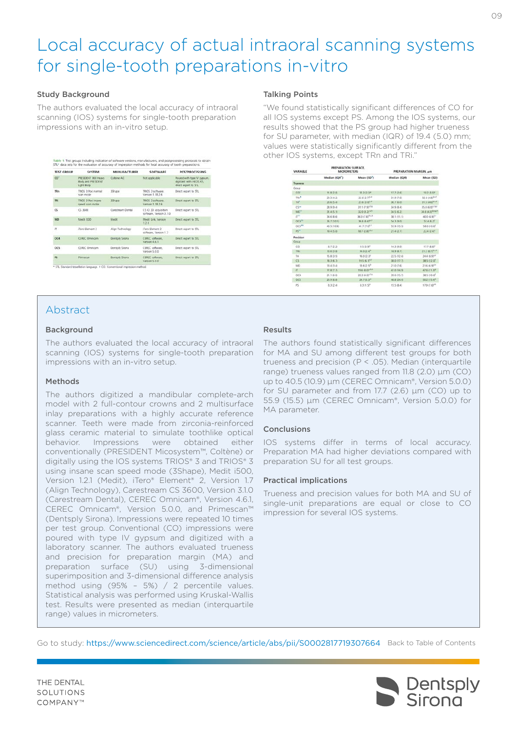# Local accuracy of actual intraoral scanning systems for single-tooth preparations in-vitro

### Study Background

The authors evaluated the local accuracy of intraoral scanning (IOS) systems for single-tooth preparation impressions with an in-vitro setup.

**Table 1.** Test groups including indication of software versions, manufacturers, and postprocessing protocols to obtain STL* data sets for the evaluation of accuracy of impression methods for local accuracy of tooth preparations.

| TEST GROUP | SYSTEM | MANUFACTURER | SOFTWARE | POSTPROCESSING |
|---|---|---|---|---|
| CO† | PRESIDENT 360 Heavy Body and PRESIDENT Light Body | Coltène AG | Not applicable | Poured with type IV gypsum, digitized with inEOS X5, direct export to STL |
| TRn | TRIOS 3 Pod normal scan mode | 3Shape | TRIOS 3 software, Version 1.18.2.6 | Direct export to STL |
| TRi | TRIOS 3 Pod insane speed scan mode | 3Shape | TRIOS 3 software, Version 1.18.2.6 | Direct export to STL |
| CS | CS 3600 | Carestream Dental | CS IO 3D acquisition software, Version 3.1.0 | Direct export to STL |
| MD | Medit i500 | Medit | Medit Link, Version 1.2.1 | Direct export to STL |
| iT | iTero Element 2 | Align Technology | iTero Element 2 software, Version 1.7 | Direct export to STL |
| OC4 | CEREC Omnicam | Dentsply Sirona | CEREC software, Version 4.6.1 | Direct export to STL |
| OC5 | CEREC Omnicam | Dentsply Sirona | CEREC software, Version 5.0.0 | Direct export to STL |
| PS | Primescan | Dentsply Sirona | CEREC software, Version 5.0.0 | Direct export to STL |

\* STL: Standard tessellation language. † CO: Conventional impression method.

### Talking Points

"We found statistically significant differences of CO for all IOS systems except PS. Among the IOS systems, our results showed that the PS group had higher trueness for SU parameter, with median (IQR) of 19.4 (5.0) mm; values were statistically significantly different from the other IOS systems, except TRn and TRi."

| VARIABLE | PREPARATION SURFACE, MICROMETERS | | PREPARATION MARGIN, µm | |
|---|---|---|---|---|
| | Median (IQR*) | Mean (SD†) | Median (IQR) | Mean (SD) |
| **Trueness** | | | | |
| Group | | | | |
| CO | 11.8 (2.0) | 13.3 (3.3) | 17.7 (2.6) | 18.3 (5.0) |
| TRn | 23.3 (4.2) | 22.6 (2.7) | 31.9 (7.0) | 32.3 (4.8) |
| TRi | 23.6 (5.4) | 23.6 (3.0) | 36.7 (6.0) | 37.5 (4.6) |
| CS | 28.9 (9.4) | 31.1 (7.9) | 34.9 (8.4) | 35.8 (6.0) |
| MD | 31.4 (5.1) | 32.0 (3.2) | 34.5 (6.2) | 34.6 (4.3) |
| iT | 36.6 (8.6) | 36.3 (7.8) | 38.1 (11.1) | 40.0 (6.9) |
| OC4 | 36.7 (10.1) | 36.6 (6.4) | 54.3 (9.0) | 51.4 (8.2) |
| OC5 | 40.5 (10.9) | 41.7 (7.0) | 55.9 (15.5) | 58.0 (10.6) |
| PS | 19.4 (5.0) | 18.7 (2.8) | 21.4 (2.7) | 22.4 (2.4) |
| **Precision** | | | | |
| Group | | | | |
| CO | 8.7 (2.2) | 9.5 (3.9) | 14.3 (9.0) | 17.7 (8.8) |
| TRn | 13.6 (3.8) | 14.0 (2.4) | 14.9 (6.7) | 21.2 (8.7) |
| TRi | 15.8 (3.5) | 16.0 (2.3) | 22.5 (12.6) | 24.4 (6.9) |
| CS | 18.3 (6.7) | 19.5 (6.1) | 38.0 (17.7) | 38.5 (12.0) |
| MD | 18.4 (3.4) | 18.6 (2.9) | 21.0 (7.6) | 21.6 (6.9) |
| iT | 17.8 (7.3) | 19.6 (8.0) | 47.0 (14.9) | 47.6 (11.3) |
| OC4 | 21.1 (6.6) | 20.3 (4.0) | 39.0 (15.7) | 38.5 (10.4) |
| OC5 | 23.9 (8.8) | 24.7 (5.3) | 46.8 (24.9) | 50.2 (15.4) |
| PS | 8.3 (2.4) | 8.3 (1.5) | 15.5 (8.4) | 17.9 (7.6) |

## Abstract

### Background

The authors evaluated the local accuracy of intraoral scanning (IOS) systems for single-tooth preparation impressions with an in-vitro setup.

### Methods

The authors digitized a mandibular complete-arch model with 2 full-contour crowns and 2 multisurface inlay preparations with a highly accurate reference scanner. Teeth were made from zirconia-reinforced glass ceramic material to simulate toothlike optical behavior. Impressions were obtained either conventionally (PRESIDENT Micosystem™, Coltène) or digitally using the IOS systems TRIOS® 3 and TRIOS® 3 using insane scan speed mode (3Shape), Medit i500, Version 1.2.1 (Medit), iTero® Element® 2, Version 1.7 (Align Technology), Carestream CS 3600, Version 3.1.0 (Carestream Dental), CEREC Omnicam®, Version 4.6.1, CEREC Omnicam®, Version 5.0.0, and Primescan™ (Dentsply Sirona). Impressions were repeated 10 times per test group. Conventional (CO) impressions were poured with type IV gypsum and digitized with a laboratory scanner. The authors evaluated trueness and precision for preparation margin (MA) and preparation surface (SU) using 3-dimensional superimposition and 3-dimensional difference analysis method using (95% – 5%) / 2 percentile values. Statistical analysis was performed using Kruskal-Wallis test. Results were presented as median (interquartile range) values in micrometers.

### Results

The authors found statistically significant differences for MA and SU among different test groups for both trueness and precision ($P < .05$). Median (interquartile range) trueness values ranged from 11.8 (2.0) µm (CO) up to 40.5 (10.9) µm (CEREC Omnicam®, Version 5.0.0) for SU parameter and from 17.7 (2.6) µm (CO) up to 55.9 (15.5) µm (CEREC Omnicam®, Version 5.0.0) for MA parameter.

### Conclusions

IOS systems differ in terms of local accuracy. Preparation MA had higher deviations compared with preparation SU for all test groups.

### Practical implications

Trueness and precision values for both MA and SU of single-unit preparations are equal or close to CO impression for several IOS systems.

Go to study: https://www.sciencedirect.com/science/article/abs/pii/S0002817719307664 Back to Table of Contents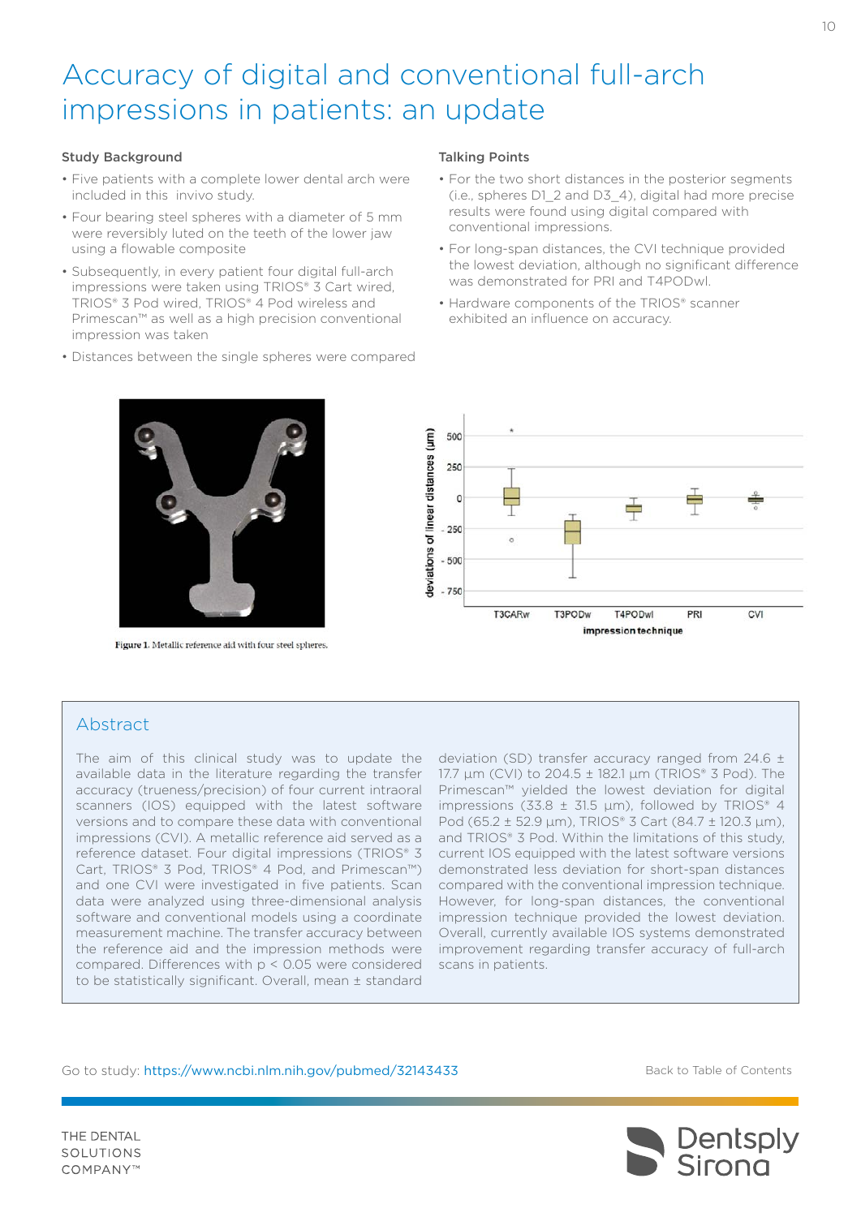# Accuracy of digital and conventional full-arch impressions in patients: an update

## Study Background

- Five patients with a complete lower dental arch were included in this invivo study.
- Four bearing steel spheres with a diameter of 5 mm were reversibly luted on the teeth of the lower jaw using a flowable composite
- Subsequently, in every patient four digital full-arch impressions were taken using TRIOS® 3 Cart wired, TRIOS® 3 Pod wired, TRIOS® 4 Pod wireless and Primescan™ as well as a high precision conventional impression was taken
- Distances between the single spheres were compared

## Talking Points

- For the two short distances in the posterior segments (i.e., spheres D1_2 and D3_4), digital had more precise results were found using digital compared with conventional impressions.
- For long-span distances, the CVI technique provided the lowest deviation, although no significant difference was demonstrated for PRI and T4PODwl.
- Hardware components of the TRIOS® scanner exhibited an influence on accuracy.

**Figure 1.** Metallic reference aid with four steel spheres.

## Abstract

The aim of this clinical study was to update the available data in the literature regarding the transfer accuracy (trueness/precision) of four current intraoral scanners (IOS) equipped with the latest software versions and to compare these data with conventional impressions (CVI). A metallic reference aid served as a reference dataset. Four digital impressions (TRIOS® 3 Cart, TRIOS® 3 Pod, TRIOS® 4 Pod, and Primescan™) and one CVI were investigated in five patients. Scan data were analyzed using three-dimensional analysis software and conventional models using a coordinate measurement machine. The transfer accuracy between the reference aid and the impression methods were compared. Differences with $p < 0.05$ were considered to be statistically significant. Overall, mean ± standard deviation (SD) transfer accuracy ranged from 24.6 ± 17.7 µm (CVI) to 204.5 ± 182.1 µm (TRIOS® 3 Pod). The Primescan™ yielded the lowest deviation for digital impressions (33.8 ± 31.5 µm), followed by TRIOS® 4 Pod (65.2 ± 52.9 µm), TRIOS® 3 Cart (84.7 ± 120.3 µm), and TRIOS® 3 Pod. Within the limitations of this study, current IOS equipped with the latest software versions demonstrated less deviation for short-span distances compared with the conventional impression technique. However, for long-span distances, the conventional impression technique provided the lowest deviation. Overall, currently available IOS systems demonstrated improvement regarding transfer accuracy of full-arch scans in patients.

Go to study: https://www.ncbi.nlm.nih.gov/pubmed/32143433

Back to Table of Contents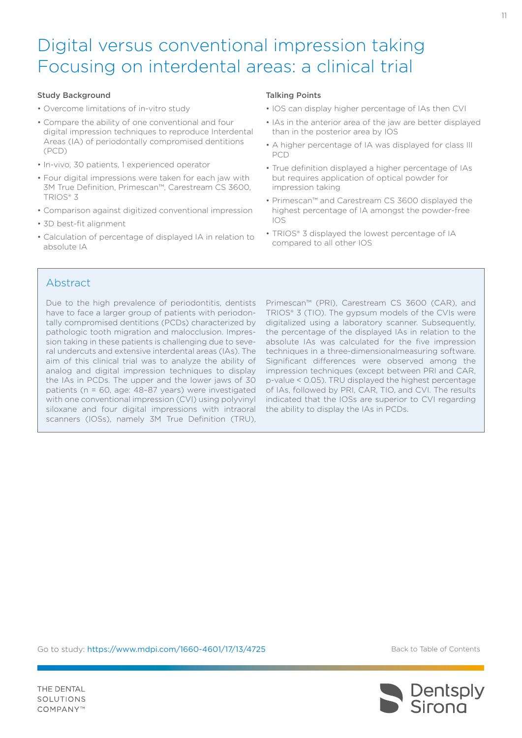# Digital versus conventional impression taking Focusing on interdental areas: a clinical trial

**Study Background**

- Overcome limitations of in-vitro study
- Compare the ability of one conventional and four digital impression techniques to reproduce Interdental Areas (IA) of periodontally compromised dentitions (PCD)
- In-vivo, 30 patients, 1 experienced operator
- Four digital impressions were taken for each jaw with 3M True Definition, Primescan™, Carestream CS 3600, TRIOS® 3
- Comparison against digitized conventional impression
- 3D best-fit alignment
- Calculation of percentage of displayed IA in relation to absolute IA

**Talking Points**

- IOS can display higher percentage of IAs then CVI
- IAs in the anterior area of the jaw are better displayed than in the posterior area by IOS
- A higher percentage of IA was displayed for class III PCD
- True definition displayed a higher percentage of IAs but requires application of optical powder for impression taking
- Primescan™ and Carestream CS 3600 displayed the highest percentage of IA amongst the powder-free IOS
- TRIOS® 3 displayed the lowest percentage of IA compared to all other IOS

## Abstract

Due to the high prevalence of periodontitis, dentists have to face a larger group of patients with periodontally compromised dentitions (PCDs) characterized by pathologic tooth migration and malocclusion. Impression taking in these patients is challenging due to several undercuts and extensive interdental areas (IAs). The aim of this clinical trial was to analyze the ability of analog and digital impression techniques to display the IAs in PCDs. The upper and the lower jaws of 30 patients (n = 60, age: 48–87 years) were investigated with one conventional impression (CVI) using polyvinyl siloxane and four digital impressions with intraoral scanners (IOSs), namely 3M True Definition (TRU), Primescan™ (PRI), Carestream CS 3600 (CAR), and TRIOS® 3 (TIO). The gypsum models of the CVIs were digitalized using a laboratory scanner. Subsequently, the percentage of the displayed IAs in relation to the absolute IAs was calculated for the five impression techniques in a three-dimensionalmeasuring software. Significant differences were observed among the impression techniques (except between PRI and CAR, p-value < 0.05). TRU displayed the highest percentage of IAs, followed by PRI, CAR, TIO, and CVI. The results indicated that the IOSs are superior to CVI regarding the ability to display the IAs in PCDs.

Go to study: https://www.mdpi.com/1660-4601/17/13/4725

Back to Table of Contents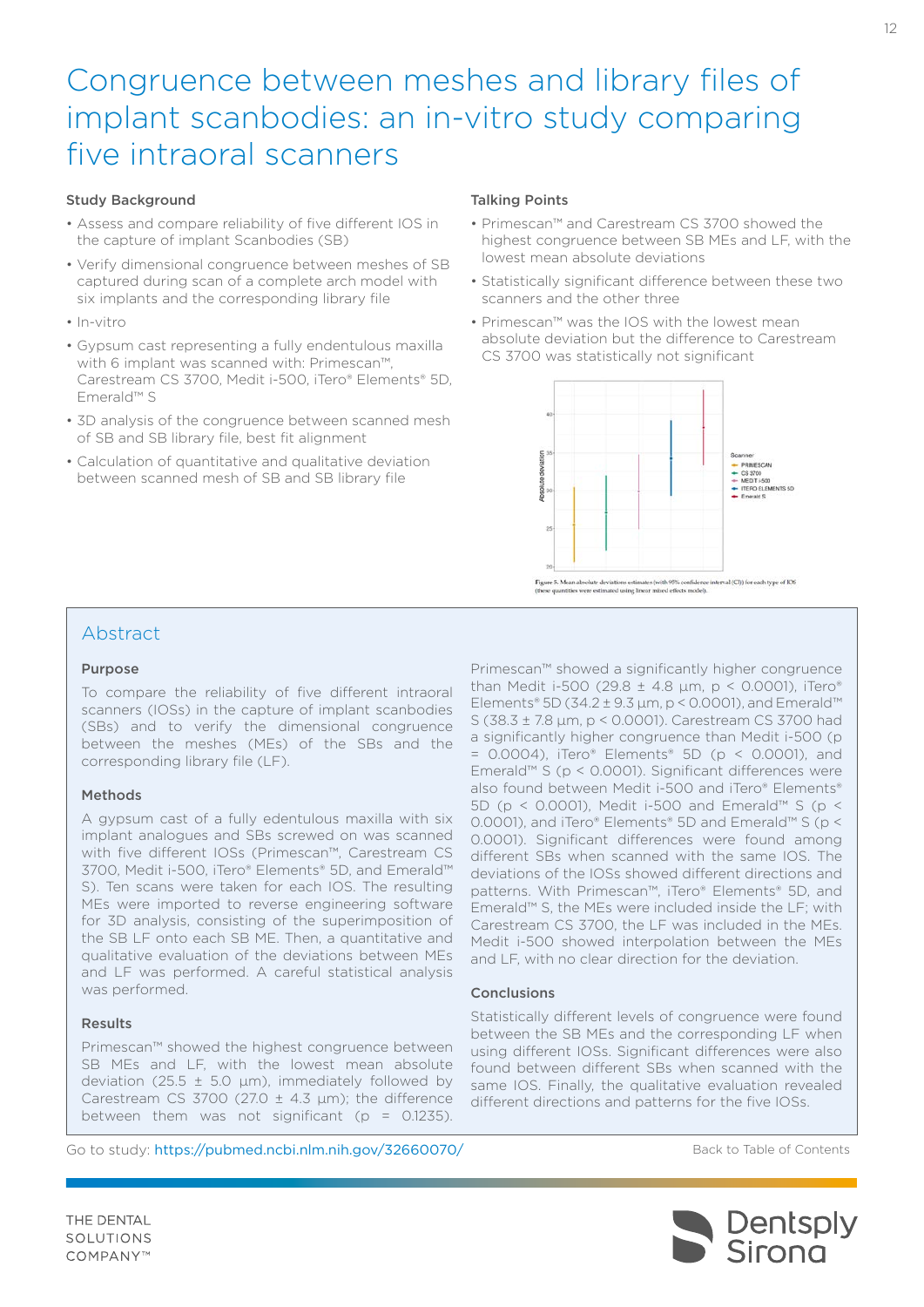// Page 12 – OCR transcription (Markdown)
# Congruence between meshes and library files of implant scanbodies: an in-vitro study comparing five intraoral scanners

### Study Background

- Assess and compare reliability of five different IOS in the capture of implant Scanbodies (SB)
- Verify dimensional congruence between meshes of SB captured during scan of a complete arch model with six implants and the corresponding library file
- In-vitro
- Gypsum cast representing a fully endentulous maxilla with 6 implant was scanned with: Primescan™, Carestream CS 3700, Medit i-500, iTero® Elements® 5D, Emerald™ S
- 3D analysis of the congruence between scanned mesh of SB and SB library file, best fit alignment
- Calculation of quantitative and qualitative deviation between scanned mesh of SB and SB library file

### Talking Points

- Primescan™ and Carestream CS 3700 showed the highest congruence between SB MEs and LF, with the lowest mean absolute deviations
- Statistically significant difference between these two scanners and the other three
- Primescan™ was the IOS with the lowest mean absolute deviation but the difference to Carestream CS 3700 was statistically not significant

Figure 5. Mean absolute deviations estimates (with 95% confidence interval (CI)) for each type of IOS (these quantities were estimated using linear mixed effects model).

## Abstract

### Purpose

To compare the reliability of five different intraoral scanners (IOSs) in the capture of implant scanbodies (SBs) and to verify the dimensional congruence between the meshes (MEs) of the SBs and the corresponding library file (LF).

### Methods

A gypsum cast of a fully edentulous maxilla with six implant analogues and SBs screwed on was scanned with five different IOSs (Primescan™, Carestream CS 3700, Medit i-500, iTero® Elements® 5D, and Emerald™ S). Ten scans were taken for each IOS. The resulting MEs were imported to reverse engineering software for 3D analysis, consisting of the superimposition of the SB LF onto each SB ME. Then, a quantitative and qualitative evaluation of the deviations between MEs and LF was performed. A careful statistical analysis was performed.

### Results

Primescan™ showed the highest congruence between SB MEs and LF, with the lowest mean absolute deviation (25.5 ± 5.0 µm), immediately followed by Carestream CS 3700 (27.0 ± 4.3 µm); the difference between them was not significant ($p = 0.1235$). Primescan™ showed a significantly higher congruence than Medit i-500 (29.8 ± 4.8 µm, $p < 0.0001$), iTero® Elements® 5D (34.2 ± 9.3 µm, $p < 0.0001$), and Emerald™ S (38.3 ± 7.8 µm, $p < 0.0001$). Carestream CS 3700 had a significantly higher congruence than Medit i-500 ($p = 0.0004$), iTero® Elements® 5D ($p < 0.0001$), and Emerald™ S ($p < 0.0001$). Significant differences were also found between Medit i-500 and iTero® Elements® 5D ($p < 0.0001$), Medit i-500 and Emerald™ S ($p < 0.0001$), and iTero® Elements® 5D and Emerald™ S ($p < 0.0001$). Significant differences were found among different SBs when scanned with the same IOS. The deviations of the IOSs showed different directions and patterns. With Primescan™, iTero® Elements® 5D, and Emerald™ S, the MEs were included inside the LF; with Carestream CS 3700, the LF was included in the MEs. Medit i-500 showed interpolation between the MEs and LF, with no clear direction for the deviation.

### Conclusions

Statistically different levels of congruence were found between the SB MEs and the corresponding LF when using different IOSs. Significant differences were also found between different SBs when scanned with the same IOS. Finally, the qualitative evaluation revealed different directions and patterns for the five IOSs.

Go to study: https://pubmed.ncbi.nlm.nih.gov/32660070/

Back to Table of Contents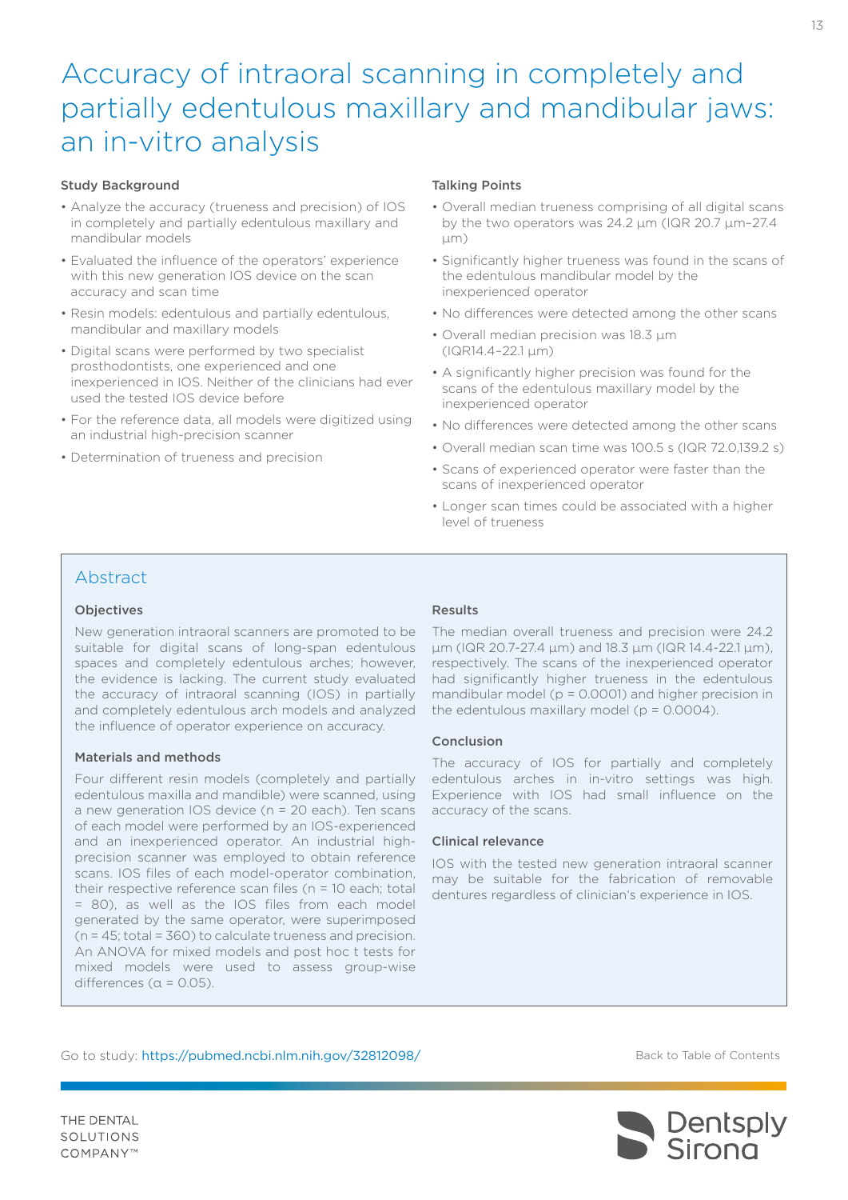// Title and sections as markdown

# Accuracy of intraoral scanning in completely and partially edentulous maxillary and mandibular jaws: an in-vitro analysis

### Study Background

- Analyze the accuracy (trueness and precision) of IOS in completely and partially edentulous maxillary and mandibular models
- Evaluated the influence of the operators' experience with this new generation IOS device on the scan accuracy and scan time
- Resin models: edentulous and partially edentulous, mandibular and maxillary models
- Digital scans were performed by two specialist prosthodontists, one experienced and one inexperienced in IOS. Neither of the clinicians had ever used the tested IOS device before
- For the reference data, all models were digitized using an industrial high-precision scanner
- Determination of trueness and precision

### Talking Points

- Overall median trueness comprising of all digital scans by the two operators was 24.2 µm (IQR 20.7 µm–27.4 µm)
- Significantly higher trueness was found in the scans of the edentulous mandibular model by the inexperienced operator
- No differences were detected among the other scans
- Overall median precision was 18.3 µm (IQR14.4–22.1 µm)
- A significantly higher precision was found for the scans of the edentulous maxillary model by the inexperienced operator
- No differences were detected among the other scans
- Overall median scan time was 100.5 s (IQR 72.0,139.2 s)
- Scans of experienced operator were faster than the scans of inexperienced operator
- Longer scan times could be associated with a higher level of trueness

## Abstract

### Objectives

New generation intraoral scanners are promoted to be suitable for digital scans of long-span edentulous spaces and completely edentulous arches; however, the evidence is lacking. The current study evaluated the accuracy of intraoral scanning (IOS) in partially and completely edentulous arch models and analyzed the influence of operator experience on accuracy.

### Materials and methods

Four different resin models (completely and partially edentulous maxilla and mandible) were scanned, using a new generation IOS device (n = 20 each). Ten scans of each model were performed by an IOS-experienced and an inexperienced operator. An industrial high-precision scanner was employed to obtain reference scans. IOS files of each model-operator combination, their respective reference scan files (n = 10 each; total = 80), as well as the IOS files from each model generated by the same operator, were superimposed (n = 45; total = 360) to calculate trueness and precision. An ANOVA for mixed models and post hoc t tests for mixed models were used to assess group-wise differences ($\alpha = 0.05$).

### Results

The median overall trueness and precision were 24.2 µm (IQR 20.7-27.4 µm) and 18.3 µm (IQR 14.4-22.1 µm), respectively. The scans of the inexperienced operator had significantly higher trueness in the edentulous mandibular model ($p = 0.0001$) and higher precision in the edentulous maxillary model ($p = 0.0004$).

### Conclusion

The accuracy of IOS for partially and completely edentulous arches in in-vitro settings was high. Experience with IOS had small influence on the accuracy of the scans.

### Clinical relevance

IOS with the tested new generation intraoral scanner may be suitable for the fabrication of removable dentures regardless of clinician's experience in IOS.

Go to study: https://pubmed.ncbi.nlm.nih.gov/32812098/

Back to Table of Contents

THE DENTAL SOLUTIONS COMPANY™

Dentsply Sirona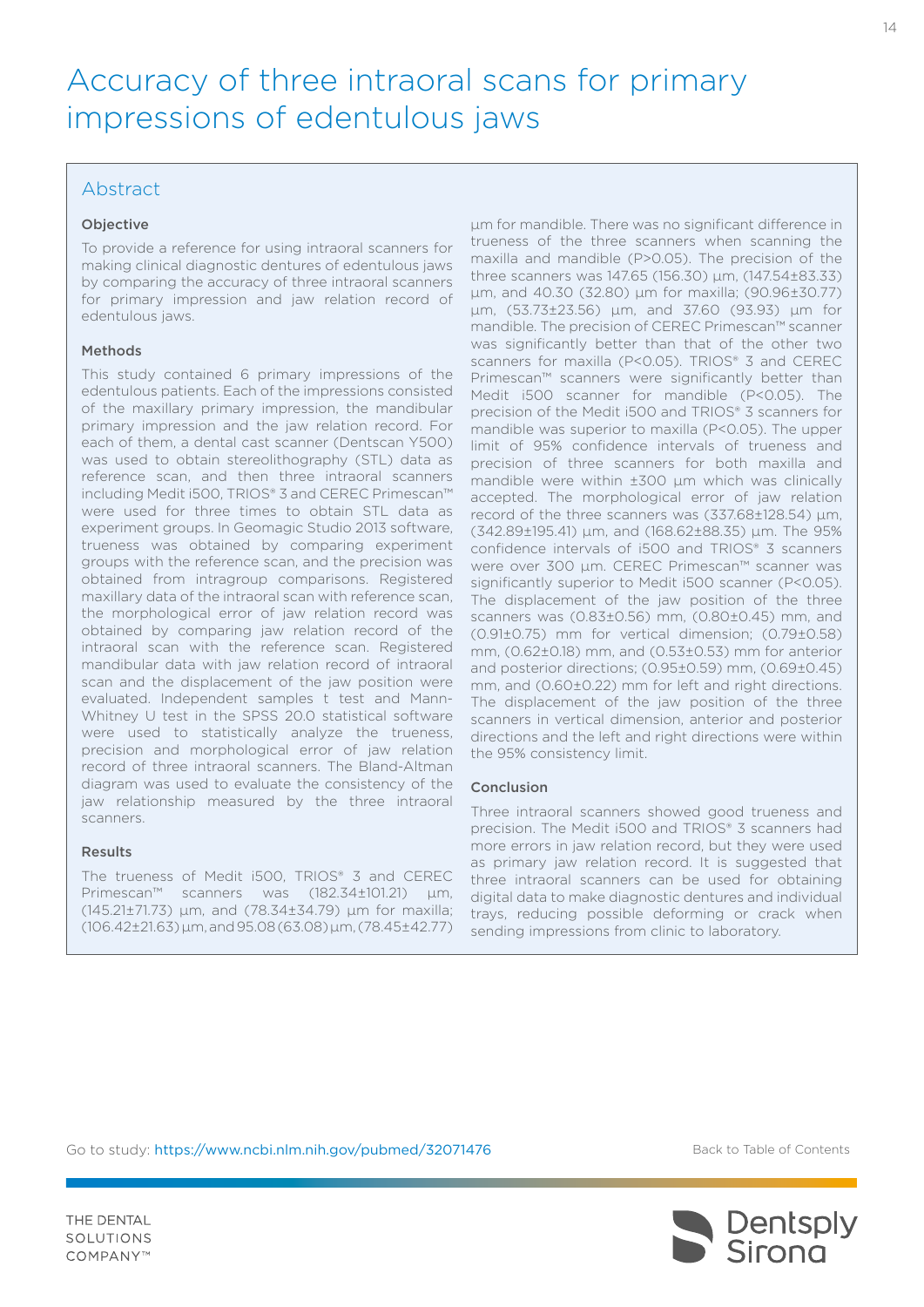# Accuracy of three intraoral scans for primary impressions of edentulous jaws

## Abstract

### Objective

To provide a reference for using intraoral scanners for making clinical diagnostic dentures of edentulous jaws by comparing the accuracy of three intraoral scanners for primary impression and jaw relation record of edentulous jaws.

### Methods

This study contained 6 primary impressions of the edentulous patients. Each of the impressions consisted of the maxillary primary impression, the mandibular primary impression and the jaw relation record. For each of them, a dental cast scanner (Dentscan Y500) was used to obtain stereolithography (STL) data as reference scan, and then three intraoral scanners including Medit i500, TRIOS® 3 and CEREC Primescan™ were used for three times to obtain STL data as experiment groups. In Geomagic Studio 2013 software, trueness was obtained by comparing experiment groups with the reference scan, and the precision was obtained from intragroup comparisons. Registered maxillary data of the intraoral scan with reference scan, the morphological error of jaw relation record was obtained by comparing jaw relation record of the intraoral scan with the reference scan. Registered mandibular data with jaw relation record of intraoral scan and the displacement of the jaw position were evaluated. Independent samples t test and Mann-Whitney U test in the SPSS 20.0 statistical software were used to statistically analyze the trueness, precision and morphological error of jaw relation record of three intraoral scanners. The Bland-Altman diagram was used to evaluate the consistency of the jaw relationship measured by the three intraoral scanners.

### Results

The trueness of Medit i500, TRIOS® 3 and CEREC Primescan™ scanners was (182.34±101.21) µm, (145.21±71.73) µm, and (78.34±34.79) µm for maxilla; (106.42±21.63) µm, and 95.08 (63.08) µm, (78.45±42.77) µm for mandible. There was no significant difference in trueness of the three scanners when scanning the maxilla and mandible ($P>0.05$). The precision of the three scanners was 147.65 (156.30) µm, (147.54±83.33) µm, and 40.30 (32.80) µm for maxilla; (90.96±30.77) µm, (53.73±23.56) µm, and 37.60 (93.93) µm for mandible. The precision of CEREC Primescan™ scanner was significantly better than that of the other two scanners for maxilla ($P<0.05$). TRIOS® 3 and CEREC Primescan™ scanners were significantly better than Medit i500 scanner for mandible ($P<0.05$). The precision of the Medit i500 and TRIOS® 3 scanners for mandible was superior to maxilla ($P<0.05$). The upper limit of 95% confidence intervals of trueness and precision of three scanners for both maxilla and mandible were within ±300 µm which was clinically accepted. The morphological error of jaw relation record of the three scanners was (337.68±128.54) µm, (342.89±195.41) µm, and (168.62±88.35) µm. The 95% confidence intervals of i500 and TRIOS® 3 scanners were over 300 µm. CEREC Primescan™ scanner was significantly superior to Medit i500 scanner ($P<0.05$). The displacement of the jaw position of the three scanners was (0.83±0.56) mm, (0.80±0.45) mm, and (0.91±0.75) mm for vertical dimension; (0.79±0.58) mm, (0.62±0.18) mm, and (0.53±0.53) mm for anterior and posterior directions; (0.95±0.59) mm, (0.69±0.45) mm, and (0.60±0.22) mm for left and right directions. The displacement of the jaw position of the three scanners in vertical dimension, anterior and posterior directions and the left and right directions were within the 95% consistency limit.

### Conclusion

Three intraoral scanners showed good trueness and precision. The Medit i500 and TRIOS® 3 scanners had more errors in jaw relation record, but they were used as primary jaw relation record. It is suggested that three intraoral scanners can be used for obtaining digital data to make diagnostic dentures and individual trays, reducing possible deforming or crack when sending impressions from clinic to laboratory.

Go to study: https://www.ncbi.nlm.nih.gov/pubmed/32071476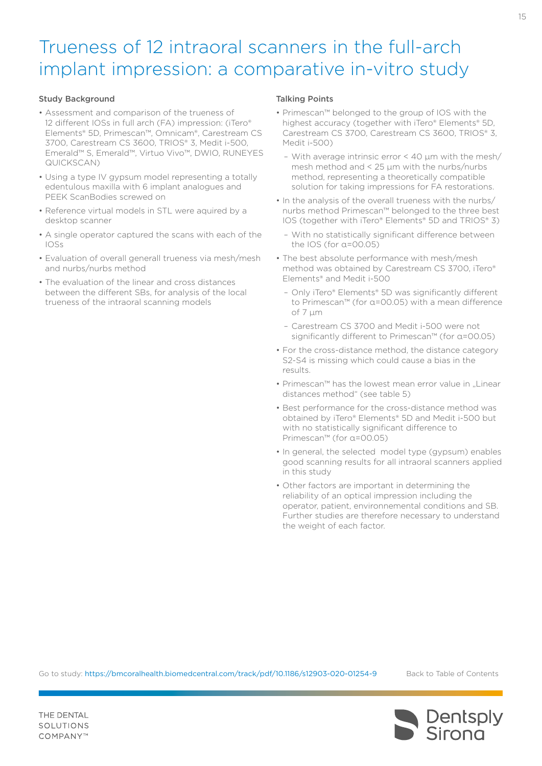# Trueness of 12 intraoral scanners in the full-arch implant impression: a comparative in-vitro study

### Study Background

- Assessment and comparison of the trueness of 12 different IOSs in full arch (FA) impression: (iTero® Elements® 5D, Primescan™, Omnicam®, Carestream CS 3700, Carestream CS 3600, TRIOS® 3, Medit i-500, Emerald™ S, Emerald™, Virtuo Vivo™, DWIO, RUNEYES QUICKSCAN)
- Using a type IV gypsum model representing a totally edentulous maxilla with 6 implant analogues and PEEK ScanBodies screwed on
- Reference virtual models in STL were aquired by a desktop scanner
- A single operator captured the scans with each of the IOSs
- Evaluation of overall generall trueness via mesh/mesh and nurbs/nurbs method
- The evaluation of the linear and cross distances between the different SBs, for analysis of the local trueness of the intraoral scanning models

### Talking Points

- Primescan™ belonged to the group of IOS with the highest accuracy (together with iTero® Elements® 5D, Carestream CS 3700, Carestream CS 3600, TRIOS® 3, Medit i-500)
  - With average intrinsic error < 40 µm with the mesh/mesh method and < 25 µm with the nurbs/nurbs method, representing a theoretically compatible solution for taking impressions for FA restorations.
- In the analysis of the overall trueness with the nurbs/nurbs method Primescan™ belonged to the three best IOS (together with iTero® Elements® 5D and TRIOS® 3)
  - With no statistically significant difference between the IOS (for α=00.05)
- The best absolute performance with mesh/mesh method was obtained by Carestream CS 3700, iTero® Elements® and Medit i-500
  - Only iTero® Elements® 5D was significantly different to Primescan™ (for α=00.05) with a mean difference of 7 µm
  - Carestream CS 3700 and Medit i-500 were not significantly different to Primescan™ (for α=00.05)
- For the cross-distance method, the distance category S2-S4 is missing which could cause a bias in the results.
- Primescan™ has the lowest mean error value in „Linear distances method“ (see table 5)
- Best performance for the cross-distance method was obtained by iTero® Elements® 5D and Medit i-500 but with no statistically significant difference to Primescan™ (for α=00.05)
- In general, the selected model type (gypsum) enables good scanning results for all intraoral scanners applied in this study
- Other factors are important in determining the reliability of an optical impression including the operator, patient, environnemental conditions and SB. Further studies are therefore necessary to understand the weight of each factor.

Go to study: https://bmcoralhealth.biomedcentral.com/track/pdf/10.1186/s12903-020-01254-9

Back to Table of Contents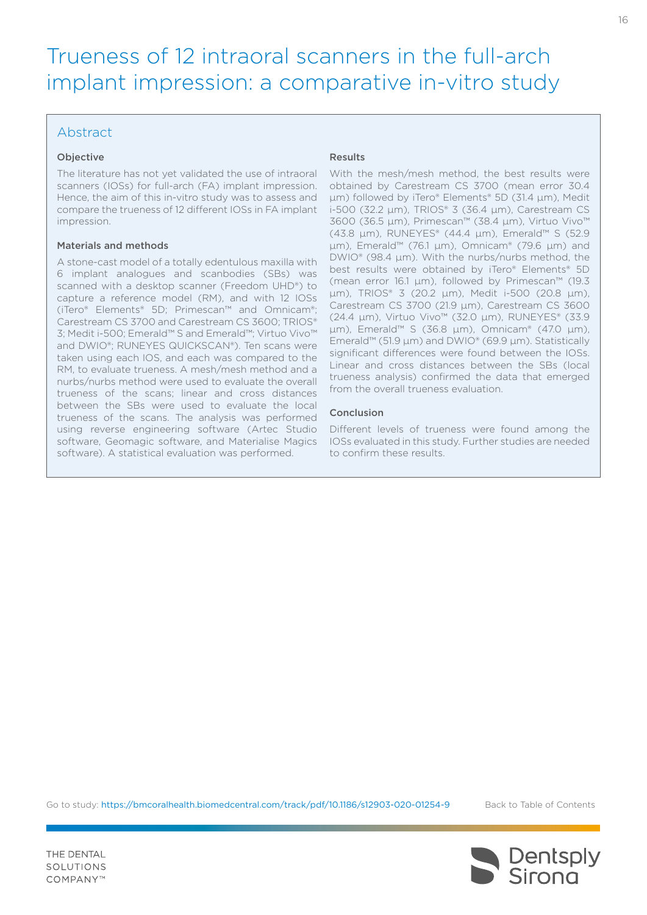# Trueness of 12 intraoral scanners in the full-arch implant impression: a comparative in-vitro study

## Abstract

### Objective

The literature has not yet validated the use of intraoral scanners (IOSs) for full-arch (FA) implant impression. Hence, the aim of this in-vitro study was to assess and compare the trueness of 12 different IOSs in FA implant impression.

### Materials and methods

A stone-cast model of a totally edentulous maxilla with 6 implant analogues and scanbodies (SBs) was scanned with a desktop scanner (Freedom UHD®) to capture a reference model (RM), and with 12 IOSs (iTero® Elements® 5D; Primescan™ and Omnicam®; Carestream CS 3700 and Carestream CS 3600; TRIOS® 3; Medit i-500; Emerald™ S and Emerald™; Virtuo Vivo™ and DWIO®; RUNEYES QUICKSCAN®). Ten scans were taken using each IOS, and each was compared to the RM, to evaluate trueness. A mesh/mesh method and a nurbs/nurbs method were used to evaluate the overall trueness of the scans; linear and cross distances between the SBs were used to evaluate the local trueness of the scans. The analysis was performed using reverse engineering software (Artec Studio software, Geomagic software, and Materialise Magics software). A statistical evaluation was performed.

### Results

With the mesh/mesh method, the best results were obtained by Carestream CS 3700 (mean error 30.4 µm) followed by iTero® Elements® 5D (31.4 µm), Medit i-500 (32.2 µm), TRIOS® 3 (36.4 µm), Carestream CS 3600 (36.5 µm), Primescan™ (38.4 µm), Virtuo Vivo™ (43.8 µm), RUNEYES® (44.4 µm), Emerald™ S (52.9 µm), Emerald™ (76.1 µm), Omnicam® (79.6 µm) and DWIO® (98.4 µm). With the nurbs/nurbs method, the best results were obtained by iTero® Elements® 5D (mean error 16.1 µm), followed by Primescan™ (19.3 µm), TRIOS® 3 (20.2 µm), Medit i-500 (20.8 µm), Carestream CS 3700 (21.9 µm), Carestream CS 3600 (24.4 µm), Virtuo Vivo™ (32.0 µm), RUNEYES® (33.9 µm), Emerald™ S (36.8 µm), Omnicam® (47.0 µm), Emerald™ (51.9 µm) and DWIO® (69.9 µm). Statistically significant differences were found between the IOSs. Linear and cross distances between the SBs (local trueness analysis) confirmed the data that emerged from the overall trueness evaluation.

### Conclusion

Different levels of trueness were found among the IOSs evaluated in this study. Further studies are needed to confirm these results.

Go to study: https://bmcoralhealth.biomedcentral.com/track/pdf/10.1186/s12903-020-01254-9

Back to Table of Contents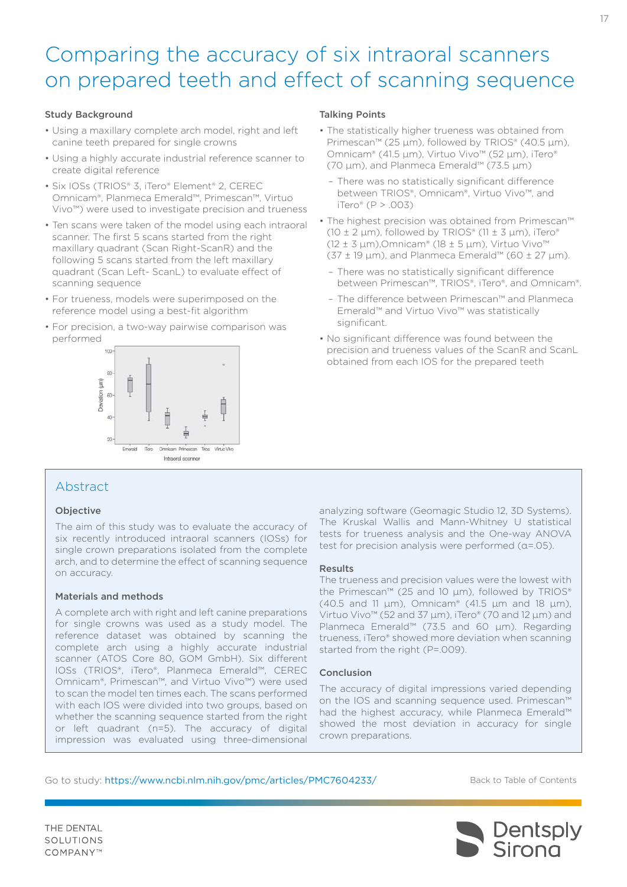# Comparing the accuracy of six intraoral scanners on prepared teeth and effect of scanning sequence

### Study Background

- Using a maxillary complete arch model, right and left canine teeth prepared for single crowns
- Using a highly accurate industrial reference scanner to create digital reference
- Six IOSs (TRIOS® 3, iTero® Element® 2, CEREC Omnicam®, Planmeca Emerald™, Primescan™, Virtuo Vivo™) were used to investigate precision and trueness
- Ten scans were taken of the model using each intraoral scanner. The first 5 scans started from the right maxillary quadrant (Scan Right-ScanR) and the following 5 scans started from the left maxillary quadrant (Scan Left- ScanL) to evaluate effect of scanning sequence
- For trueness, models were superimposed on the reference model using a best-fit algorithm
- For precision, a two-way pairwise comparison was performed

### Talking Points

- The statistically higher trueness was obtained from Primescan™ (25 µm), followed by TRIOS® (40.5 µm), Omnicam® (41.5 µm), Virtuo Vivo™ (52 µm), iTero® (70 µm), and Planmeca Emerald™ (73.5 µm)
  - There was no statistically significant difference between TRIOS®, Omnicam®, Virtuo Vivo™, and iTero® (P > .003)
- The highest precision was obtained from Primescan™ (10 ± 2 µm), followed by TRIOS® (11 ± 3 µm), iTero® (12 ± 3 µm),Omnicam® (18 ± 5 µm), Virtuo Vivo™ (37 ± 19 µm), and Planmeca Emerald™ (60 ± 27 µm).
  - There was no statistically significant difference between Primescan™, TRIOS®, iTero®, and Omnicam®.
  - The difference between Primescan™ and Planmeca Emerald™ and Virtuo Vivo™ was statistically significant.
- No significant difference was found between the precision and trueness values of the ScanR and ScanL obtained from each IOS for the prepared teeth

## Abstract

### Objective

The aim of this study was to evaluate the accuracy of six recently introduced intraoral scanners (IOSs) for single crown preparations isolated from the complete arch, and to determine the effect of scanning sequence on accuracy.

### Materials and methods

A complete arch with right and left canine preparations for single crowns was used as a study model. The reference dataset was obtained by scanning the complete arch using a highly accurate industrial scanner (ATOS Core 80, GOM GmbH). Six different IOSs (TRIOS®, iTero®, Planmeca Emerald™, CEREC Omnicam®, Primescan™, and Virtuo Vivo™) were used to scan the model ten times each. The scans performed with each IOS were divided into two groups, based on whether the scanning sequence started from the right or left quadrant (n=5). The accuracy of digital impression was evaluated using three-dimensional analyzing software (Geomagic Studio 12, 3D Systems). The Kruskal Wallis and Mann-Whitney U statistical tests for trueness analysis and the One-way ANOVA test for precision analysis were performed (α=.05).

### Results

The trueness and precision values were the lowest with the Primescan™ (25 and 10 µm), followed by TRIOS® (40.5 and 11 µm), Omnicam® (41.5 µm and 18 µm), Virtuo Vivo™ (52 and 37 µm), iTero® (70 and 12 µm) and Planmeca Emerald™ (73.5 and 60 µm). Regarding trueness, iTero® showed more deviation when scanning started from the right (P=.009).

### Conclusion

The accuracy of digital impressions varied depending on the IOS and scanning sequence used. Primescan™ had the highest accuracy, while Planmeca Emerald™ showed the most deviation in accuracy for single crown preparations.

Go to study: https://www.ncbi.nlm.nih.gov/pmc/articles/PMC7604233/

Back to Table of Contents

THE DENTAL SOLUTIONS COMPANY™

Dentsply Sirona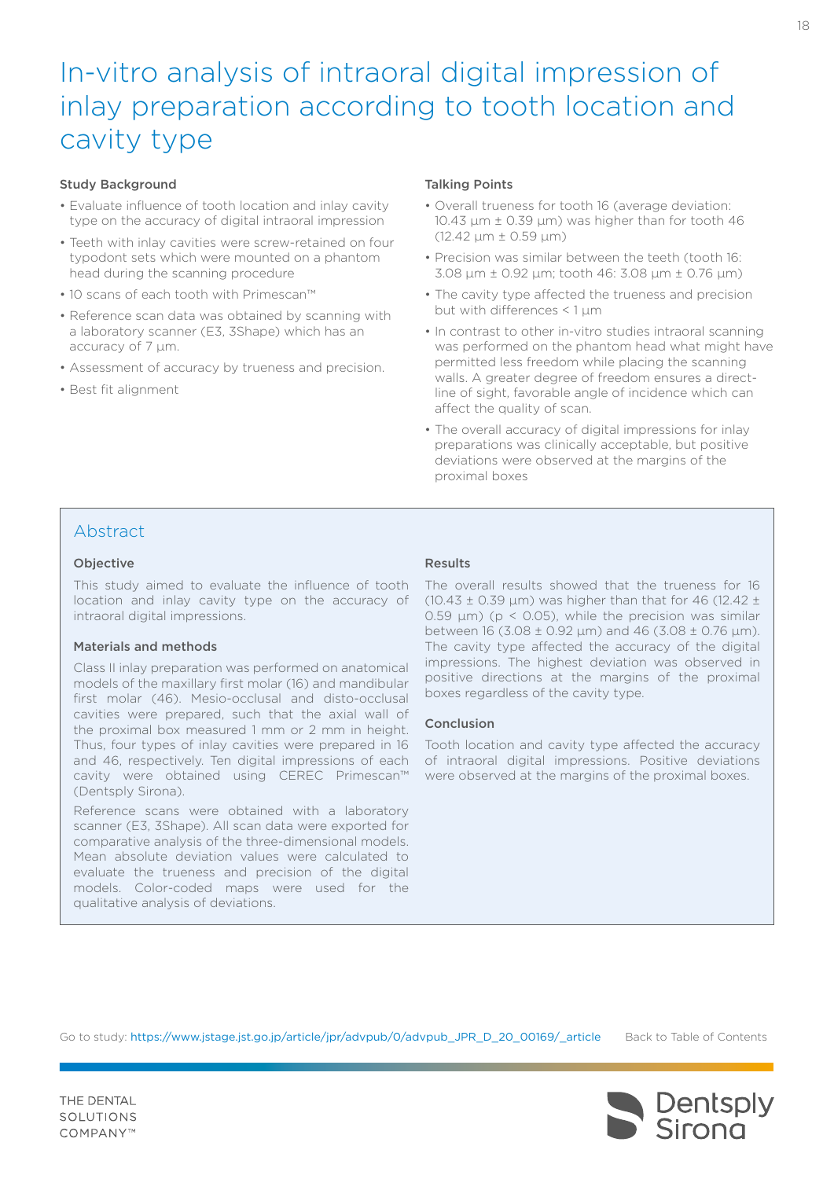# In-vitro analysis of intraoral digital impression of inlay preparation according to tooth location and cavity type

### Study Background

- Evaluate influence of tooth location and inlay cavity type on the accuracy of digital intraoral impression
- Teeth with inlay cavities were screw-retained on four typodont sets which were mounted on a phantom head during the scanning procedure
- 10 scans of each tooth with Primescan™
- Reference scan data was obtained by scanning with a laboratory scanner (E3, 3Shape) which has an accuracy of 7 µm.
- Assessment of accuracy by trueness and precision.
- Best fit alignment

### Talking Points

- Overall trueness for tooth 16 (average deviation: 10.43 µm ± 0.39 µm) was higher than for tooth 46 (12.42 µm ± 0.59 µm)
- Precision was similar between the teeth (tooth 16: 3.08 µm ± 0.92 µm; tooth 46: 3.08 µm ± 0.76 µm)
- The cavity type affected the trueness and precision but with differences < 1 µm
- In contrast to other in-vitro studies intraoral scanning was performed on the phantom head what might have permitted less freedom while placing the scanning walls. A greater degree of freedom ensures a direct-line of sight, favorable angle of incidence which can affect the quality of scan.
- The overall accuracy of digital impressions for inlay preparations was clinically acceptable, but positive deviations were observed at the margins of the proximal boxes

## Abstract

### Objective

This study aimed to evaluate the influence of tooth location and inlay cavity type on the accuracy of intraoral digital impressions.

### Materials and methods

Class II inlay preparation was performed on anatomical models of the maxillary first molar (16) and mandibular first molar (46). Mesio-occlusal and disto-occlusal cavities were prepared, such that the axial wall of the proximal box measured 1 mm or 2 mm in height. Thus, four types of inlay cavities were prepared in 16 and 46, respectively. Ten digital impressions of each cavity were obtained using CEREC Primescan™ (Dentsply Sirona).

Reference scans were obtained with a laboratory scanner (E3, 3Shape). All scan data were exported for comparative analysis of the three-dimensional models. Mean absolute deviation values were calculated to evaluate the trueness and precision of the digital models. Color-coded maps were used for the qualitative analysis of deviations.

### Results

The overall results showed that the trueness for 16 (10.43 ± 0.39 µm) was higher than that for 46 (12.42 ± 0.59 µm) ($p < 0.05$), while the precision was similar between 16 (3.08 ± 0.92 µm) and 46 (3.08 ± 0.76 µm). The cavity type affected the accuracy of the digital impressions. The highest deviation was observed in positive directions at the margins of the proximal boxes regardless of the cavity type.

### Conclusion

Tooth location and cavity type affected the accuracy of intraoral digital impressions. Positive deviations were observed at the margins of the proximal boxes.

Go to study: https://www.jstage.jst.go.jp/article/jpr/advpub/0/advpub_JPR_D_20_00169/_article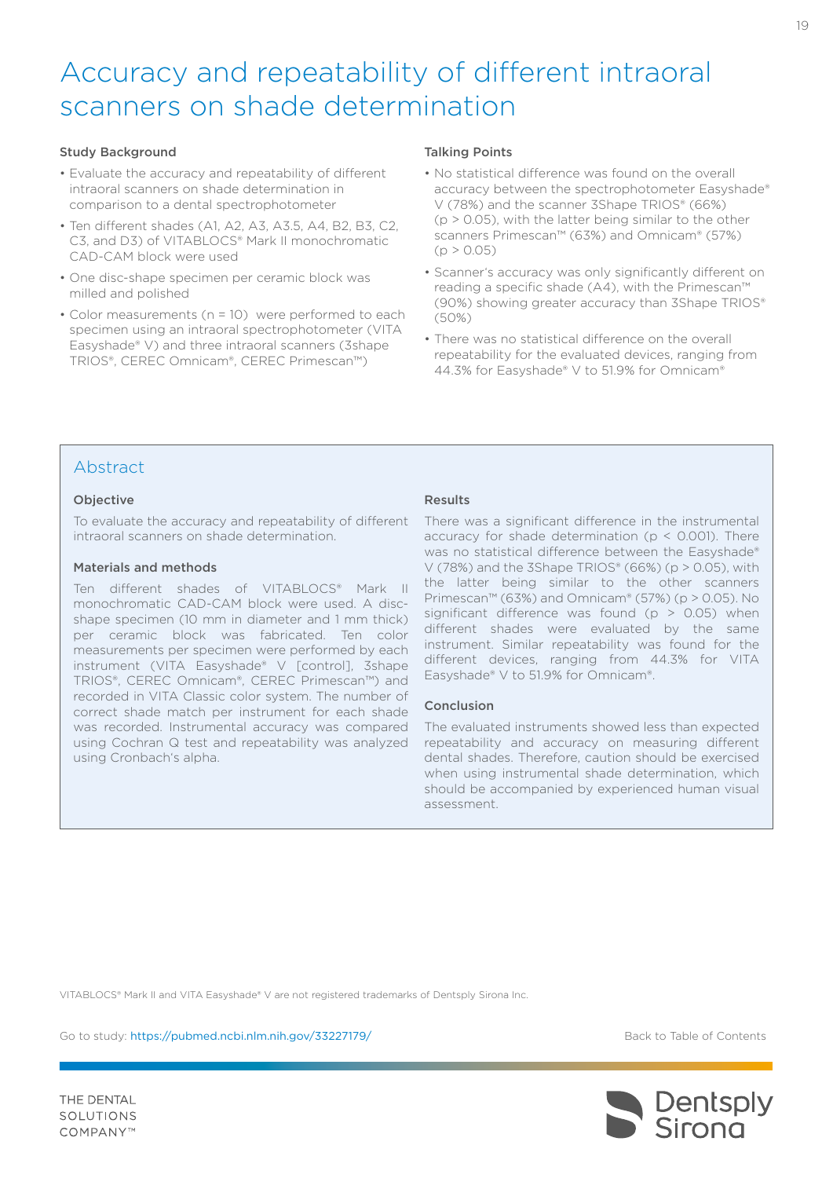# Accuracy and repeatability of different intraoral scanners on shade determination

### Study Background

- Evaluate the accuracy and repeatability of different intraoral scanners on shade determination in comparison to a dental spectrophotometer
- Ten different shades (A1, A2, A3, A3.5, A4, B2, B3, C2, C3, and D3) of VITABLOCS® Mark II monochromatic CAD-CAM block were used
- One disc-shape specimen per ceramic block was milled and polished
- Color measurements (n = 10) were performed to each specimen using an intraoral spectrophotometer (VITA Easyshade® V) and three intraoral scanners (3shape TRIOS®, CEREC Omnicam®, CEREC Primescan™)

### Talking Points

- No statistical difference was found on the overall accuracy between the spectrophotometer Easyshade® V (78%) and the scanner 3Shape TRIOS® (66%) ($p > 0.05$), with the latter being similar to the other scanners Primescan™ (63%) and Omnicam® (57%) ($p > 0.05$)
- Scanner's accuracy was only significantly different on reading a specific shade (A4), with the Primescan™ (90%) showing greater accuracy than 3Shape TRIOS® (50%)
- There was no statistical difference on the overall repeatability for the evaluated devices, ranging from 44.3% for Easyshade® V to 51.9% for Omnicam®

## Abstract

### Objective

To evaluate the accuracy and repeatability of different intraoral scanners on shade determination.

### Materials and methods

Ten different shades of VITABLOCS® Mark II monochromatic CAD-CAM block were used. A disc-shape specimen (10 mm in diameter and 1 mm thick) per ceramic block was fabricated. Ten color measurements per specimen were performed by each instrument (VITA Easyshade® V [control], 3shape TRIOS®, CEREC Omnicam®, CEREC Primescan™) and recorded in VITA Classic color system. The number of correct shade match per instrument for each shade was recorded. Instrumental accuracy was compared using Cochran Q test and repeatability was analyzed using Cronbach's alpha.

### Results

There was a significant difference in the instrumental accuracy for shade determination ($p < 0.001$). There was no statistical difference between the Easyshade® V (78%) and the 3Shape TRIOS® (66%) ($p > 0.05$), with the latter being similar to the other scanners Primescan™ (63%) and Omnicam® (57%) ($p > 0.05$). No significant difference was found ($p > 0.05$) when different shades were evaluated by the same instrument. Similar repeatability was found for the different devices, ranging from 44.3% for VITA Easyshade® V to 51.9% for Omnicam®.

### Conclusion

The evaluated instruments showed less than expected repeatability and accuracy on measuring different dental shades. Therefore, caution should be exercised when using instrumental shade determination, which should be accompanied by experienced human visual assessment.

VITABLOCS® Mark II and VITA Easyshade® V are not registered trademarks of Dentsply Sirona Inc.

Go to study: https://pubmed.ncbi.nlm.nih.gov/33227179/

Back to Table of Contents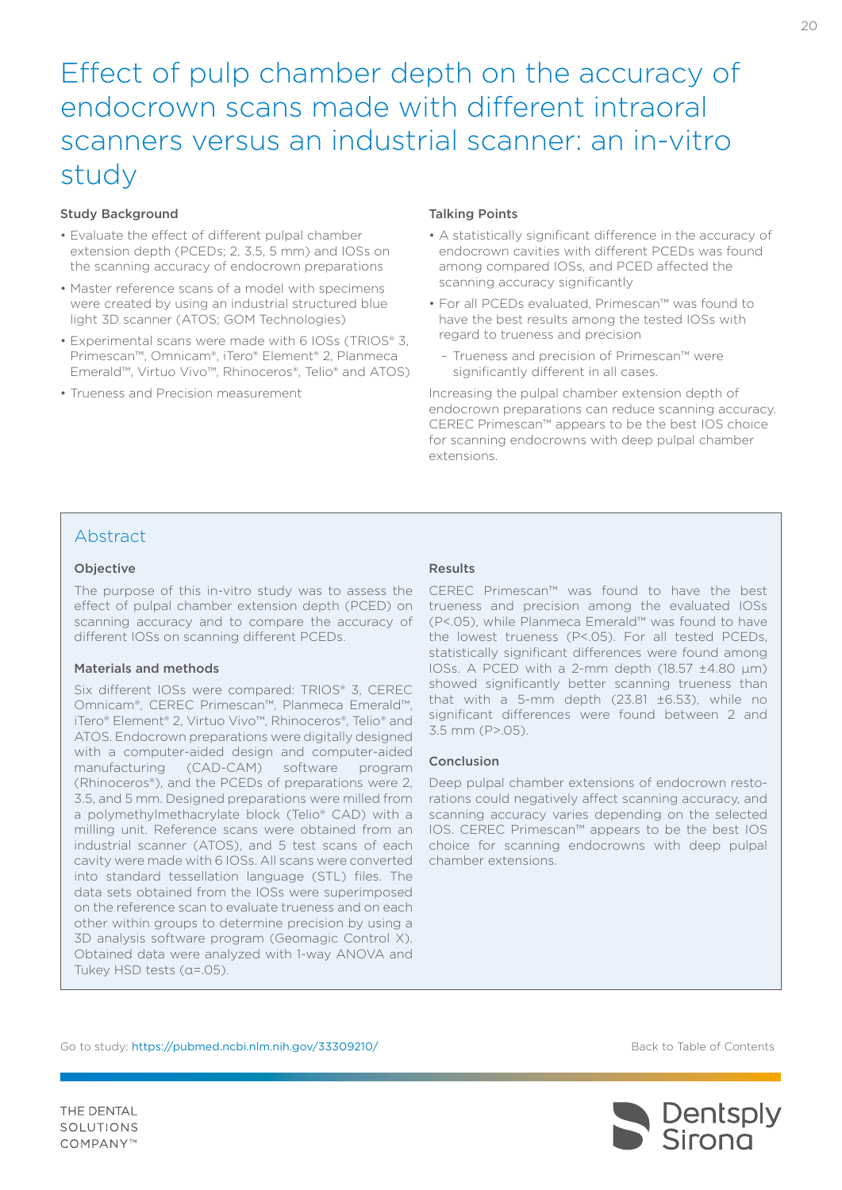# Effect of pulp chamber depth on the accuracy of endocrown scans made with different intraoral scanners versus an industrial scanner: an in-vitro study

### Study Background

- Evaluate the effect of different pulpal chamber extension depth (PCEDs; 2, 3.5, 5 mm) and IOSs on the scanning accuracy of endocrown preparations
- Master reference scans of a model with specimens were created by using an industrial structured blue light 3D scanner (ATOS; GOM Technologies)
- Experimental scans were made with 6 IOSs (TRIOS® 3, Primescan™, Omnicam®, iTero® Element® 2, Planmeca Emerald™, Virtuo Vivo™, Rhinoceros®, Telio® and ATOS)
- Trueness and Precision measurement

### Talking Points

- A statistically significant difference in the accuracy of endocrown cavities with different PCEDs was found among compared IOSs, and PCED affected the scanning accuracy significantly
- For all PCEDs evaluated, Primescan™ was found to have the best results among the tested IOSs with regard to trueness and precision
  - Trueness and precision of Primescan™ were significantly different in all cases.

Increasing the pulpal chamber extension depth of endocrown preparations can reduce scanning accuracy. CEREC Primescan™ appears to be the best IOS choice for scanning endocrowns with deep pulpal chamber extensions.

## Abstract

### Objective

The purpose of this in-vitro study was to assess the effect of pulpal chamber extension depth (PCED) on scanning accuracy and to compare the accuracy of different IOSs on scanning different PCEDs.

### Materials and methods

Six different IOSs were compared: TRIOS® 3, CEREC Omnicam®, CEREC Primescan™, Planmeca Emerald™, iTero® Element® 2, Virtuo Vivo™, Rhinoceros®, Telio® and ATOS. Endocrown preparations were digitally designed with a computer-aided design and computer-aided manufacturing (CAD-CAM) software program (Rhinoceros®), and the PCEDs of preparations were 2, 3.5, and 5 mm. Designed preparations were milled from a polymethylmethacrylate block (Telio® CAD) with a milling unit. Reference scans were obtained from an industrial scanner (ATOS), and 5 test scans of each cavity were made with 6 IOSs. All scans were converted into standard tessellation language (STL) files. The data sets obtained from the IOSs were superimposed on the reference scan to evaluate trueness and on each other within groups to determine precision by using a 3D analysis software program (Geomagic Control X). Obtained data were analyzed with 1-way ANOVA and Tukey HSD tests ($\alpha$=.05).

### Results

CEREC Primescan™ was found to have the best trueness and precision among the evaluated IOSs ($P$<.05), while Planmeca Emerald™ was found to have the lowest trueness ($P$<.05). For all tested PCEDs, statistically significant differences were found among IOSs. A PCED with a 2-mm depth (18.57 ±4.80 µm) showed significantly better scanning trueness than that with a 5-mm depth (23.81 ±6.53), while no significant differences were found between 2 and 3.5 mm ($P$>.05).

### Conclusion

Deep pulpal chamber extensions of endocrown restorations could negatively affect scanning accuracy, and scanning accuracy varies depending on the selected IOS. CEREC Primescan™ appears to be the best IOS choice for scanning endocrowns with deep pulpal chamber extensions.

Go to study: https://pubmed.ncbi.nlm.nih.gov/33309210/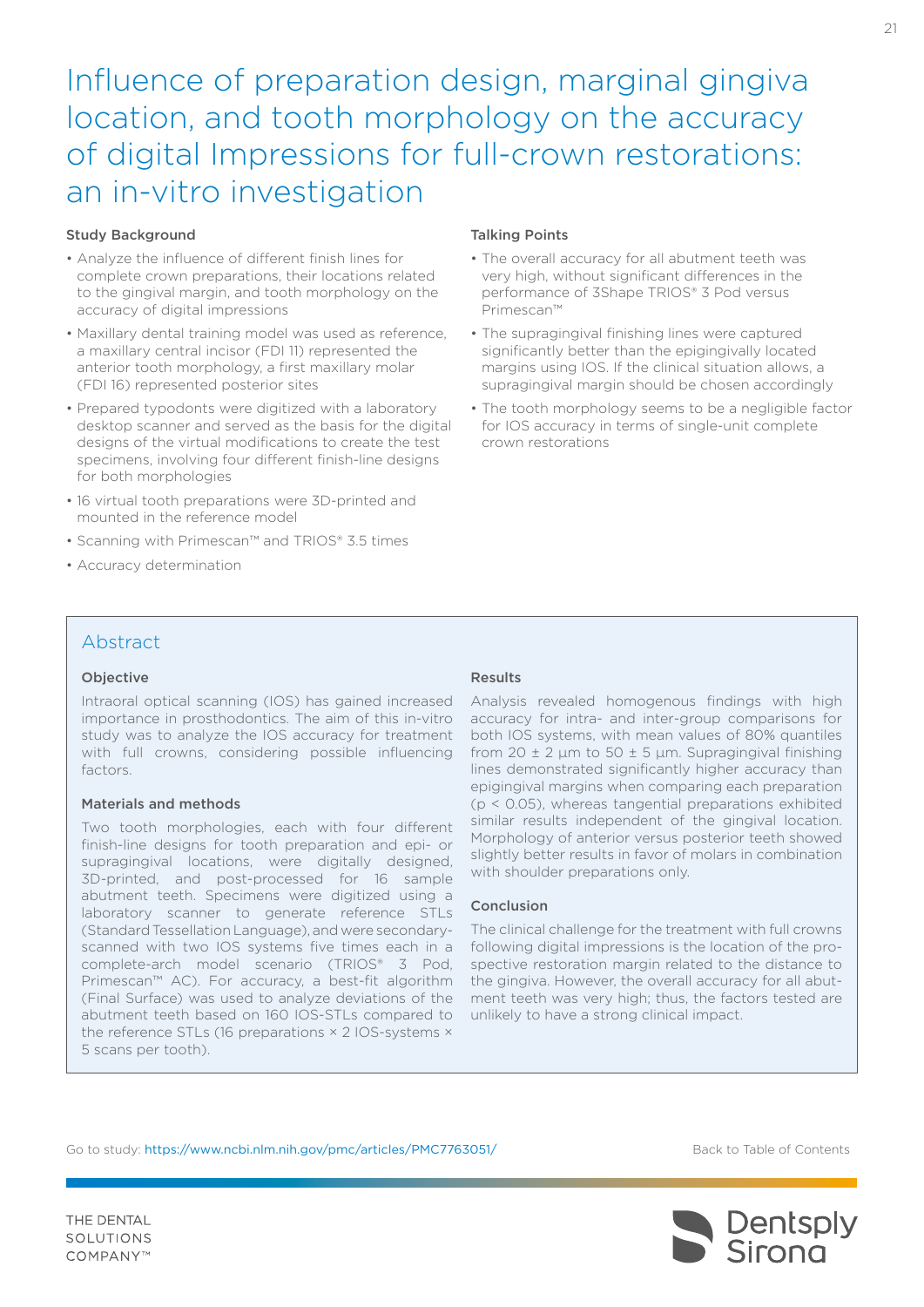# Influence of preparation design, marginal gingiva location, and tooth morphology on the accuracy of digital Impressions for full-crown restorations: an in-vitro investigation

### Study Background

- Analyze the influence of different finish lines for complete crown preparations, their locations related to the gingival margin, and tooth morphology on the accuracy of digital impressions
- Maxillary dental training model was used as reference, a maxillary central incisor (FDI 11) represented the anterior tooth morphology, a first maxillary molar (FDI 16) represented posterior sites
- Prepared typodonts were digitized with a laboratory desktop scanner and served as the basis for the digital designs of the virtual modifications to create the test specimens, involving four different finish-line designs for both morphologies
- 16 virtual tooth preparations were 3D-printed and mounted in the reference model
- Scanning with Primescan™ and TRIOS® 3.5 times
- Accuracy determination

### Talking Points

- The overall accuracy for all abutment teeth was very high, without significant differences in the performance of 3Shape TRIOS® 3 Pod versus Primescan™
- The supragingival finishing lines were captured significantly better than the epigingivally located margins using IOS. If the clinical situation allows, a supragingival margin should be chosen accordingly
- The tooth morphology seems to be a negligible factor for IOS accuracy in terms of single-unit complete crown restorations

## Abstract

### Objective

Intraoral optical scanning (IOS) has gained increased importance in prosthodontics. The aim of this in-vitro study was to analyze the IOS accuracy for treatment with full crowns, considering possible influencing factors.

### Materials and methods

Two tooth morphologies, each with four different finish-line designs for tooth preparation and epi- or supragingival locations, were digitally designed, 3D-printed, and post-processed for 16 sample abutment teeth. Specimens were digitized using a laboratory scanner to generate reference STLs (Standard Tessellation Language), and were secondary-scanned with two IOS systems five times each in a complete-arch model scenario (TRIOS® 3 Pod, Primescan™ AC). For accuracy, a best-fit algorithm (Final Surface) was used to analyze deviations of the abutment teeth based on 160 IOS-STLs compared to the reference STLs (16 preparations × 2 IOS-systems × 5 scans per tooth).

### Results

Analysis revealed homogenous findings with high accuracy for intra- and inter-group comparisons for both IOS systems, with mean values of 80% quantiles from 20 ± 2 µm to 50 ± 5 µm. Supragingival finishing lines demonstrated significantly higher accuracy than epigingival margins when comparing each preparation ($p < 0.05$), whereas tangential preparations exhibited similar results independent of the gingival location. Morphology of anterior versus posterior teeth showed slightly better results in favor of molars in combination with shoulder preparations only.

### Conclusion

The clinical challenge for the treatment with full crowns following digital impressions is the location of the prospective restoration margin related to the distance to the gingiva. However, the overall accuracy for all abutment teeth was very high; thus, the factors tested are unlikely to have a strong clinical impact.

Go to study: https://www.ncbi.nlm.nih.gov/pmc/articles/PMC7763051/

Back to Table of Contents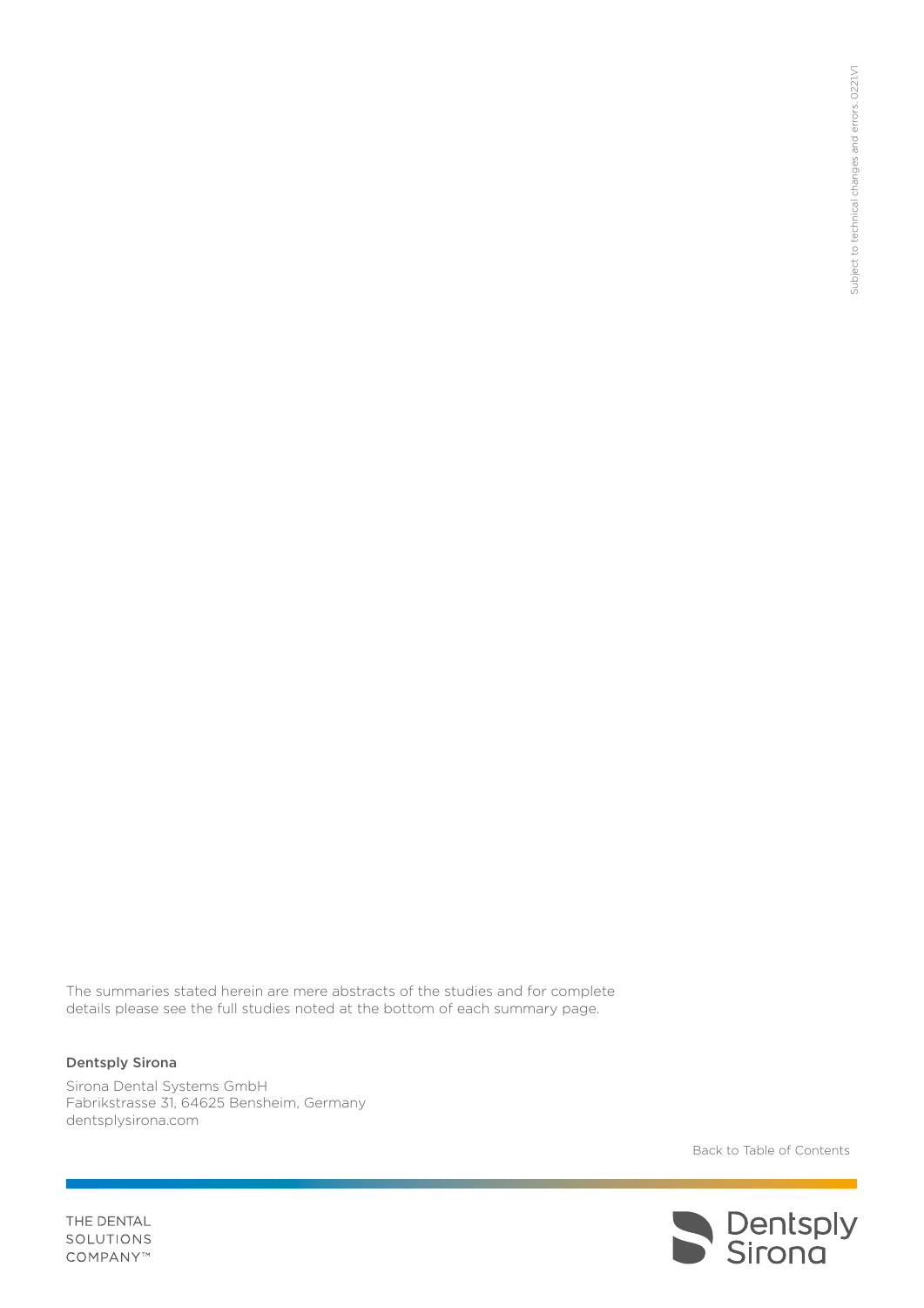Subject to technical changes and errors. 0221V1

The summaries stated herein are mere abstracts of the studies and for complete details please see the full studies noted at the bottom of each summary page.

**Dentsply Sirona**

Sirona Dental Systems GmbH
Fabrikstrasse 31, 64625 Bensheim, Germany
dentsplysirona.com

Back to Table of Contents

THE DENTAL
SOLUTIONS
COMPANY™

Dentsply
Sirona